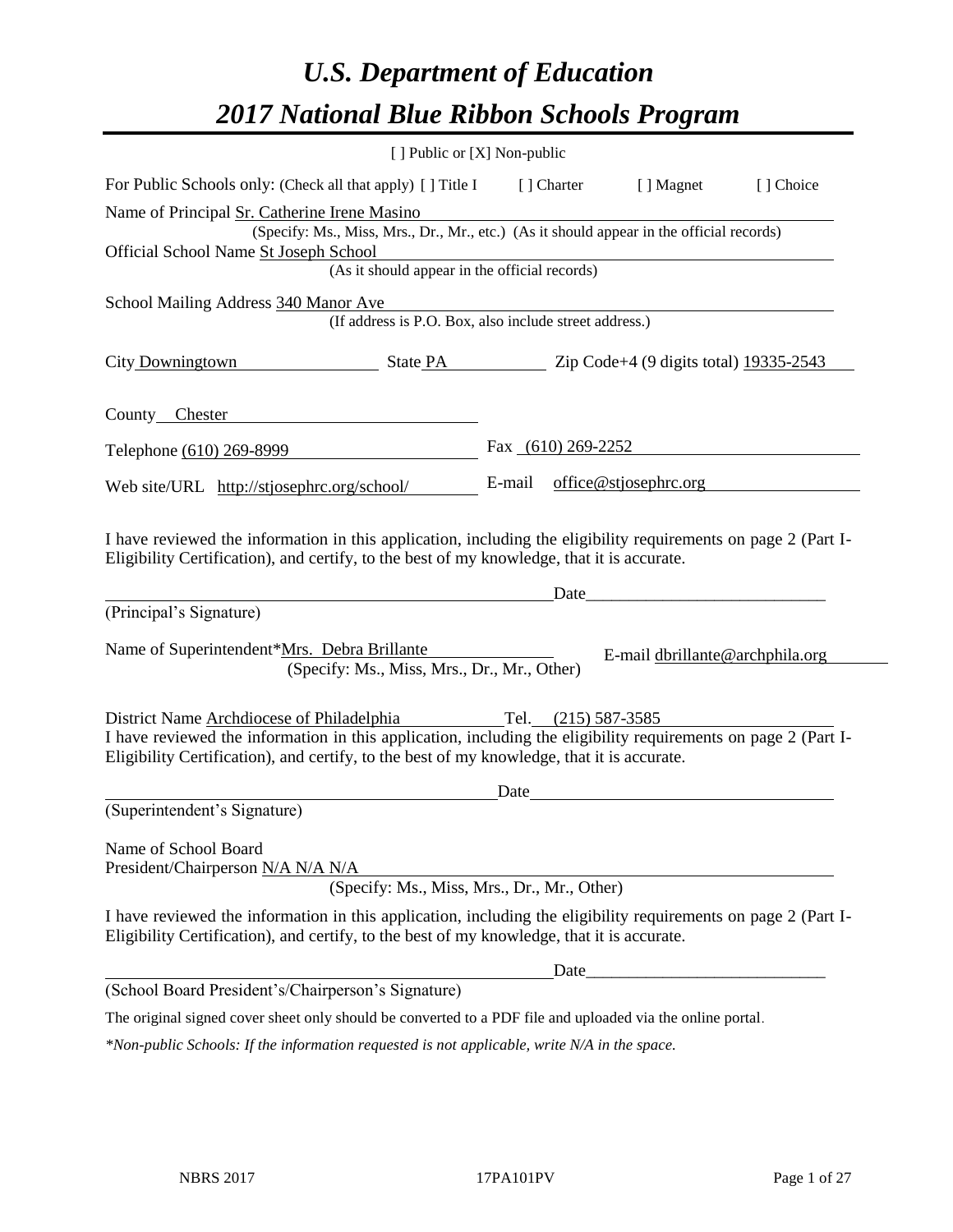# *U.S. Department of Education*

# *2017 National Blue Ribbon Schools Program*

[ ] Public or [X] Non-public

For Public Schools only: (Check all that apply) [ ] Title I [ ] Charter [ ] Magnet [ ] Choice

Name of Principal Sr. Catherine Irene Masino
(Specify: Ms., Miss, Mrs., Dr., Mr., etc.) (As it should appear in the official records)

Official School Name St Joseph School
(As it should appear in the official records)

School Mailing Address 340 Manor Ave
(If address is P.O. Box, also include street address.)

City Downingtown State PA Zip Code+4 (9 digits total) 19335-2543

County Chester

Telephone (610) 269-8999 Fax (610) 269-2252

Web site/URL http://stjosephrc.org/school/ E-mail office@stjosephrc.org

I have reviewed the information in this application, including the eligibility requirements on page 2 (Part I-Eligibility Certification), and certify, to the best of my knowledge, that it is accurate.

_________________________________________ Date_____________________________

(Principal's Signature)

Name of Superintendent*Mrs. Debra Brillante E-mail dbrillante@archphila.org
(Specify: Ms., Miss, Mrs., Dr., Mr., Other)

District Name Archdiocese of Philadelphia Tel. (215) 587-3585

I have reviewed the information in this application, including the eligibility requirements on page 2 (Part I-Eligibility Certification), and certify, to the best of my knowledge, that it is accurate.

_________________________________________ Date_____________________________

(Superintendent's Signature)

Name of School Board
President/Chairperson N/A N/A N/A
(Specify: Ms., Miss, Mrs., Dr., Mr., Other)

I have reviewed the information in this application, including the eligibility requirements on page 2 (Part I-Eligibility Certification), and certify, to the best of my knowledge, that it is accurate.

_________________________________________ Date_____________________________

(School Board President's/Chairperson's Signature)

The original signed cover sheet only should be converted to a PDF file and uploaded via the online portal.

*\*Non-public Schools: If the information requested is not applicable, write N/A in the space.*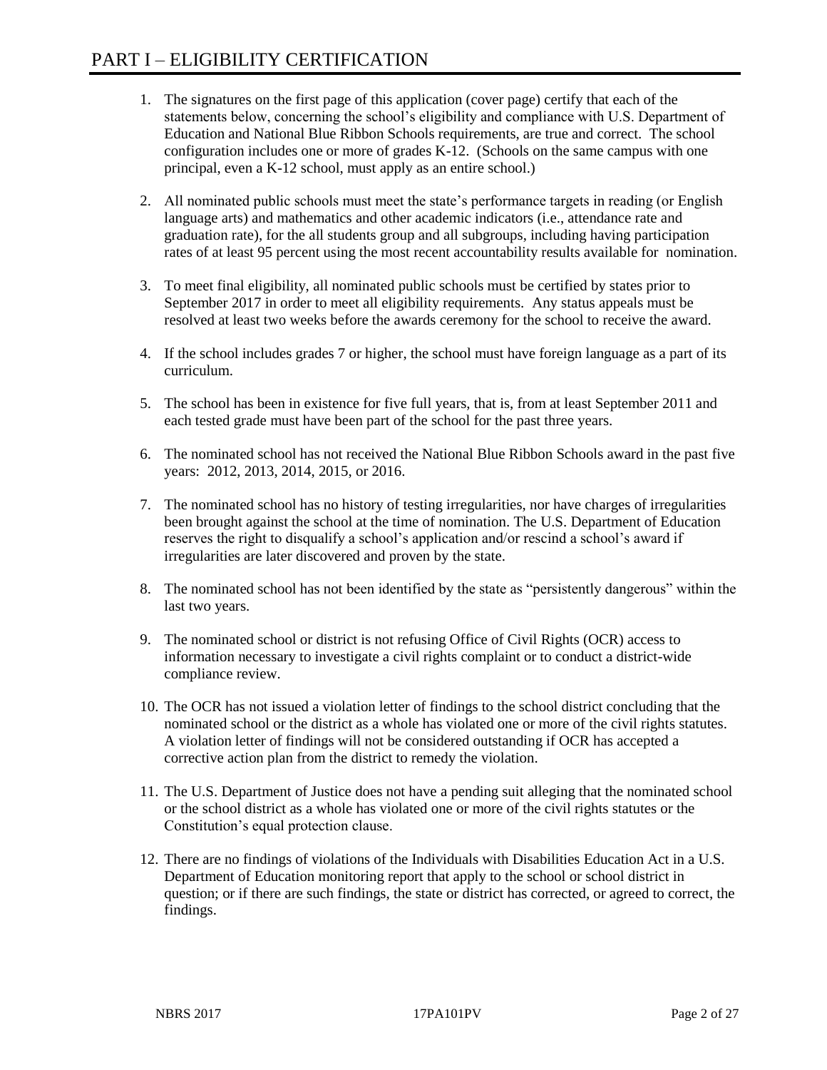# PART I – ELIGIBILITY CERTIFICATION

1. The signatures on the first page of this application (cover page) certify that each of the statements below, concerning the school's eligibility and compliance with U.S. Department of Education and National Blue Ribbon Schools requirements, are true and correct. The school configuration includes one or more of grades K-12. (Schools on the same campus with one principal, even a K-12 school, must apply as an entire school.)

2. All nominated public schools must meet the state's performance targets in reading (or English language arts) and mathematics and other academic indicators (i.e., attendance rate and graduation rate), for the all students group and all subgroups, including having participation rates of at least 95 percent using the most recent accountability results available for nomination.

3. To meet final eligibility, all nominated public schools must be certified by states prior to September 2017 in order to meet all eligibility requirements. Any status appeals must be resolved at least two weeks before the awards ceremony for the school to receive the award.

4. If the school includes grades 7 or higher, the school must have foreign language as a part of its curriculum.

5. The school has been in existence for five full years, that is, from at least September 2011 and each tested grade must have been part of the school for the past three years.

6. The nominated school has not received the National Blue Ribbon Schools award in the past five years: 2012, 2013, 2014, 2015, or 2016.

7. The nominated school has no history of testing irregularities, nor have charges of irregularities been brought against the school at the time of nomination. The U.S. Department of Education reserves the right to disqualify a school's application and/or rescind a school's award if irregularities are later discovered and proven by the state.

8. The nominated school has not been identified by the state as "persistently dangerous" within the last two years.

9. The nominated school or district is not refusing Office of Civil Rights (OCR) access to information necessary to investigate a civil rights complaint or to conduct a district-wide compliance review.

10. The OCR has not issued a violation letter of findings to the school district concluding that the nominated school or the district as a whole has violated one or more of the civil rights statutes. A violation letter of findings will not be considered outstanding if OCR has accepted a corrective action plan from the district to remedy the violation.

11. The U.S. Department of Justice does not have a pending suit alleging that the nominated school or the school district as a whole has violated one or more of the civil rights statutes or the Constitution's equal protection clause.

12. There are no findings of violations of the Individuals with Disabilities Education Act in a U.S. Department of Education monitoring report that apply to the school or school district in question; or if there are such findings, the state or district has corrected, or agreed to correct, the findings.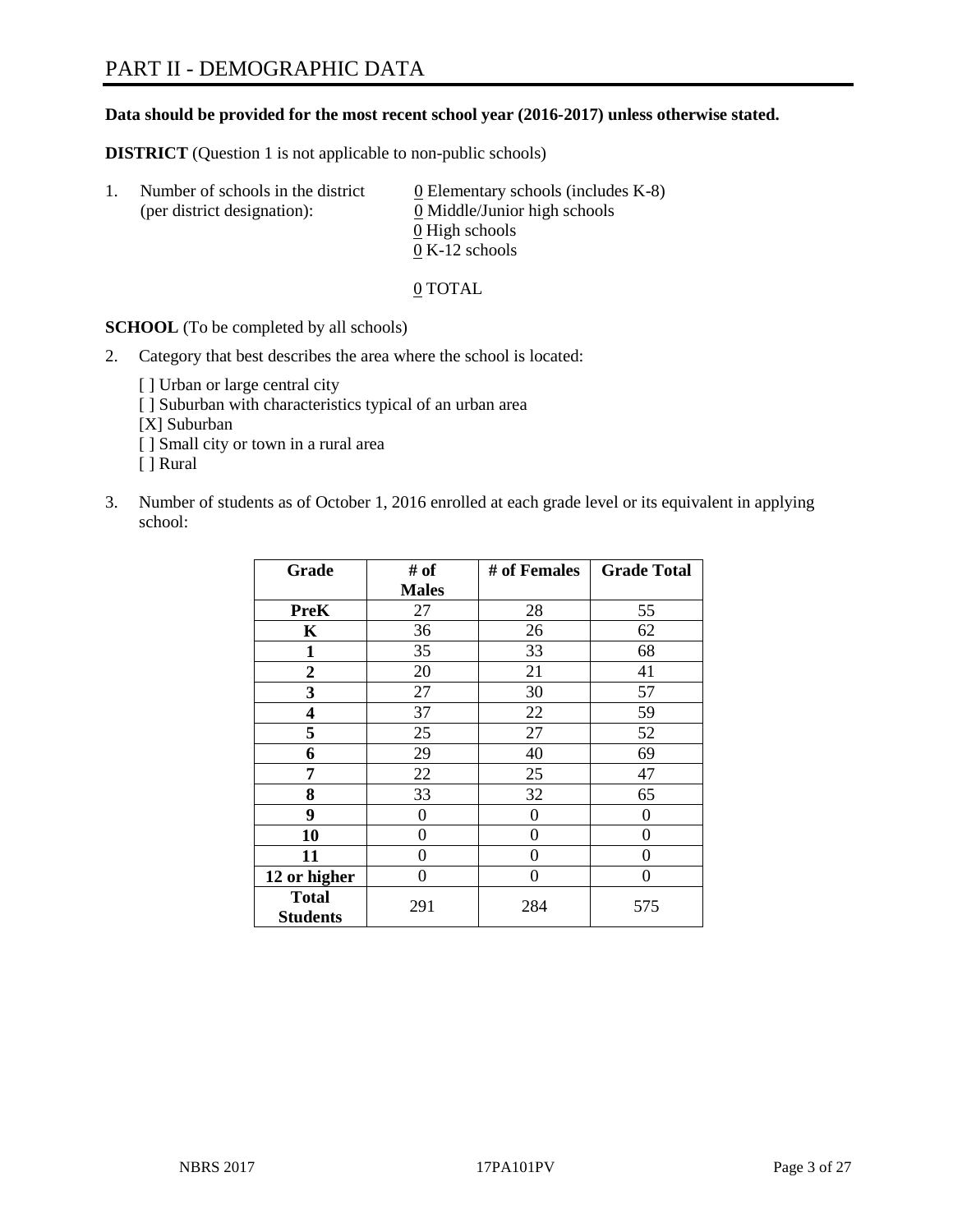# PART II - DEMOGRAPHIC DATA

**Data should be provided for the most recent school year (2016-2017) unless otherwise stated.**

**DISTRICT** (Question 1 is not applicable to non-public schools)

1. Number of schools in the district (per district designation):
   0 Elementary schools (includes K-8)
   0 Middle/Junior high schools
   0 High schools
   0 K-12 schools

   0 TOTAL

**SCHOOL** (To be completed by all schools)

2. Category that best describes the area where the school is located:

   [ ] Urban or large central city
   [ ] Suburban with characteristics typical of an urban area
   [X] Suburban
   [ ] Small city or town in a rural area
   [ ] Rural

3. Number of students as of October 1, 2016 enrolled at each grade level or its equivalent in applying school:

| Grade | # of Males | # of Females | Grade Total |
|---|---|---|---|
| **PreK** | 27 | 28 | 55 |
| **K** | 36 | 26 | 62 |
| **1** | 35 | 33 | 68 |
| **2** | 20 | 21 | 41 |
| **3** | 27 | 30 | 57 |
| **4** | 37 | 22 | 59 |
| **5** | 25 | 27 | 52 |
| **6** | 29 | 40 | 69 |
| **7** | 22 | 25 | 47 |
| **8** | 33 | 32 | 65 |
| **9** | 0 | 0 | 0 |
| **10** | 0 | 0 | 0 |
| **11** | 0 | 0 | 0 |
| **12 or higher** | 0 | 0 | 0 |
| **Total Students** | 291 | 284 | 575 |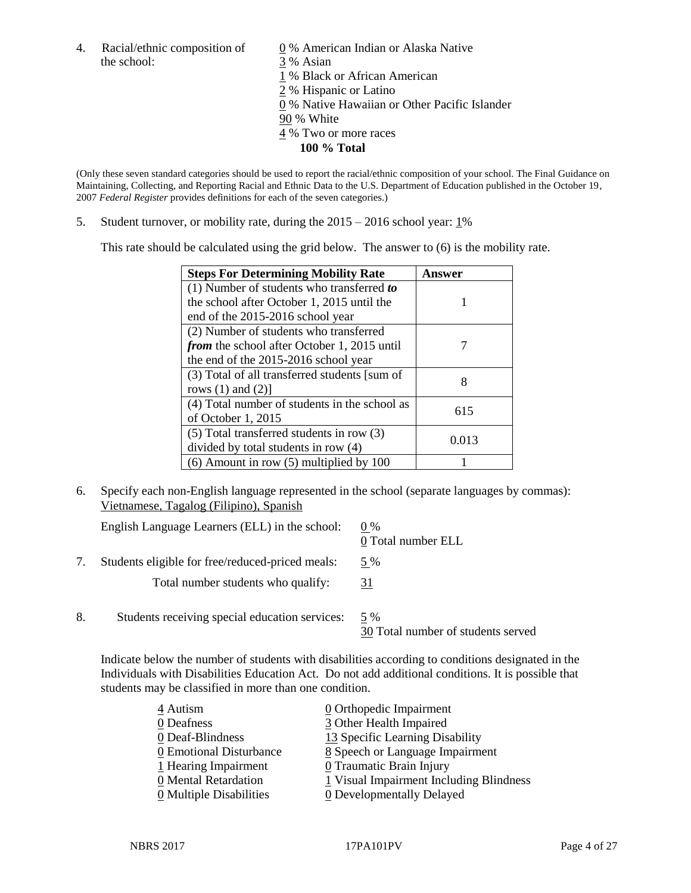4. Racial/ethnic composition of the school:

   0 % American Indian or Alaska Native
   3 % Asian
   1 % Black or African American
   2 % Hispanic or Latino
   0 % Native Hawaiian or Other Pacific Islander
   90 % White
   4 % Two or more races
   **100 % Total**

(Only these seven standard categories should be used to report the racial/ethnic composition of your school. The Final Guidance on Maintaining, Collecting, and Reporting Racial and Ethnic Data to the U.S. Department of Education published in the October 19, 2007 *Federal Register* provides definitions for each of the seven categories.)

5. Student turnover, or mobility rate, during the 2015 – 2016 school year: 1%

   This rate should be calculated using the grid below. The answer to (6) is the mobility rate.

| **Steps For Determining Mobility Rate** | **Answer** |
| --- | --- |
| (1) Number of students who transferred ***to*** the school after October 1, 2015 until the end of the 2015-2016 school year | 1 |
| (2) Number of students who transferred ***from*** the school after October 1, 2015 until the end of the 2015-2016 school year | 7 |
| (3) Total of all transferred students [sum of rows (1) and (2)] | 8 |
| (4) Total number of students in the school as of October 1, 2015 | 615 |
| (5) Total transferred students in row (3) divided by total students in row (4) | 0.013 |
| (6) Amount in row (5) multiplied by 100 | 1 |

6. Specify each non-English language represented in the school (separate languages by commas): Vietnamese, Tagalog (Filipino), Spanish

   English Language Learners (ELL) in the school: 0 %
   0 Total number ELL

7. Students eligible for free/reduced-priced meals: 5 %

   Total number students who qualify: 31

8. Students receiving special education services: 5 %
   30 Total number of students served

   Indicate below the number of students with disabilities according to conditions designated in the Individuals with Disabilities Education Act. Do not add additional conditions. It is possible that students may be classified in more than one condition.

   4 Autism
   0 Deafness
   0 Deaf-Blindness
   0 Emotional Disturbance
   1 Hearing Impairment
   0 Mental Retardation
   0 Multiple Disabilities
   0 Orthopedic Impairment
   3 Other Health Impaired
   13 Specific Learning Disability
   8 Speech or Language Impairment
   0 Traumatic Brain Injury
   1 Visual Impairment Including Blindness
   0 Developmentally Delayed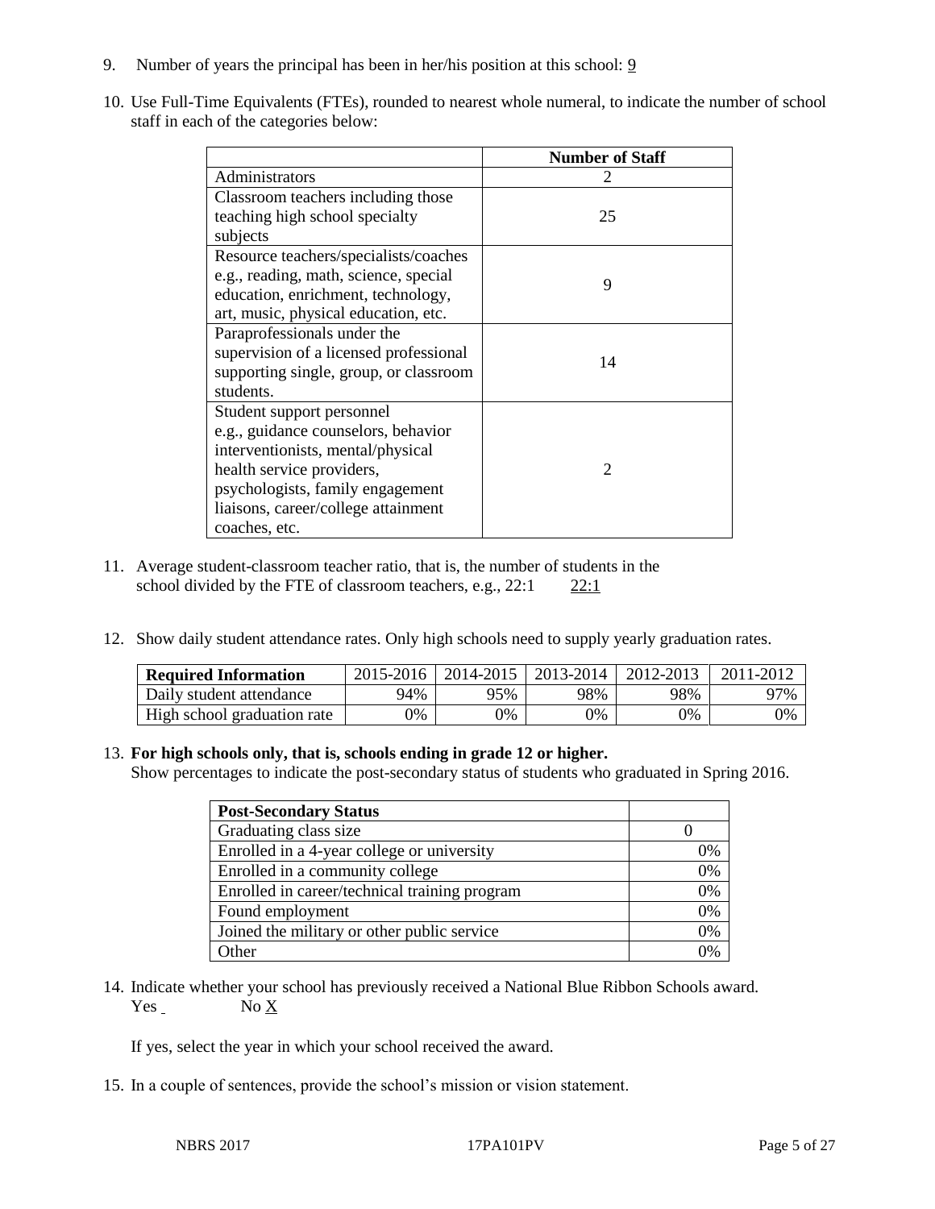9. Number of years the principal has been in her/his position at this school: 9

10. Use Full-Time Equivalents (FTEs), rounded to nearest whole numeral, to indicate the number of school staff in each of the categories below:

| | Number of Staff |
|---|---|
| Administrators | 2 |
| Classroom teachers including those teaching high school specialty subjects | 25 |
| Resource teachers/specialists/coaches e.g., reading, math, science, special education, enrichment, technology, art, music, physical education, etc. | 9 |
| Paraprofessionals under the supervision of a licensed professional supporting single, group, or classroom students. | 14 |
| Student support personnel e.g., guidance counselors, behavior interventionists, mental/physical health service providers, psychologists, family engagement liaisons, career/college attainment coaches, etc. | 2 |

11. Average student-classroom teacher ratio, that is, the number of students in the school divided by the FTE of classroom teachers, e.g., 22:1 &nbsp;&nbsp;&nbsp;&nbsp;22:1

12. Show daily student attendance rates. Only high schools need to supply yearly graduation rates.

| Required Information | 2015-2016 | 2014-2015 | 2013-2014 | 2012-2013 | 2011-2012 |
|---|---|---|---|---|---|
| Daily student attendance | 94% | 95% | 98% | 98% | 97% |
| High school graduation rate | 0% | 0% | 0% | 0% | 0% |

13. **For high schools only, that is, schools ending in grade 12 or higher.**
Show percentages to indicate the post-secondary status of students who graduated in Spring 2016.

| Post-Secondary Status | |
|---|---|
| Graduating class size | 0 |
| Enrolled in a 4-year college or university | 0% |
| Enrolled in a community college | 0% |
| Enrolled in career/technical training program | 0% |
| Found employment | 0% |
| Joined the military or other public service | 0% |
| Other | 0% |

14. Indicate whether your school has previously received a National Blue Ribbon Schools award.
Yes ___ &nbsp;&nbsp;&nbsp;&nbsp;No X

If yes, select the year in which your school received the award.

15. In a couple of sentences, provide the school's mission or vision statement.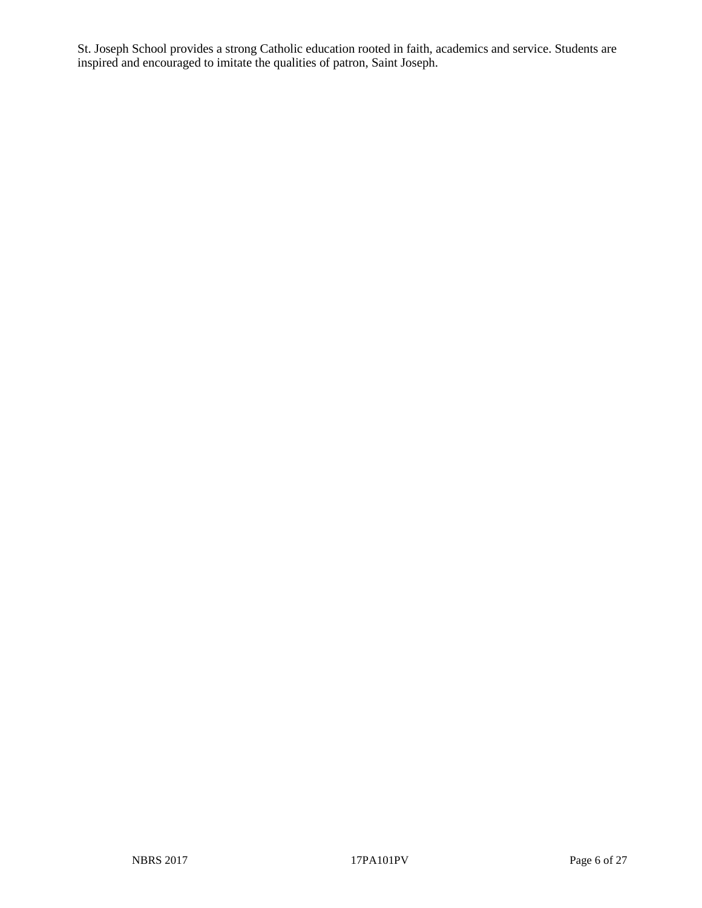St. Joseph School provides a strong Catholic education rooted in faith, academics and service. Students are inspired and encouraged to imitate the qualities of patron, Saint Joseph.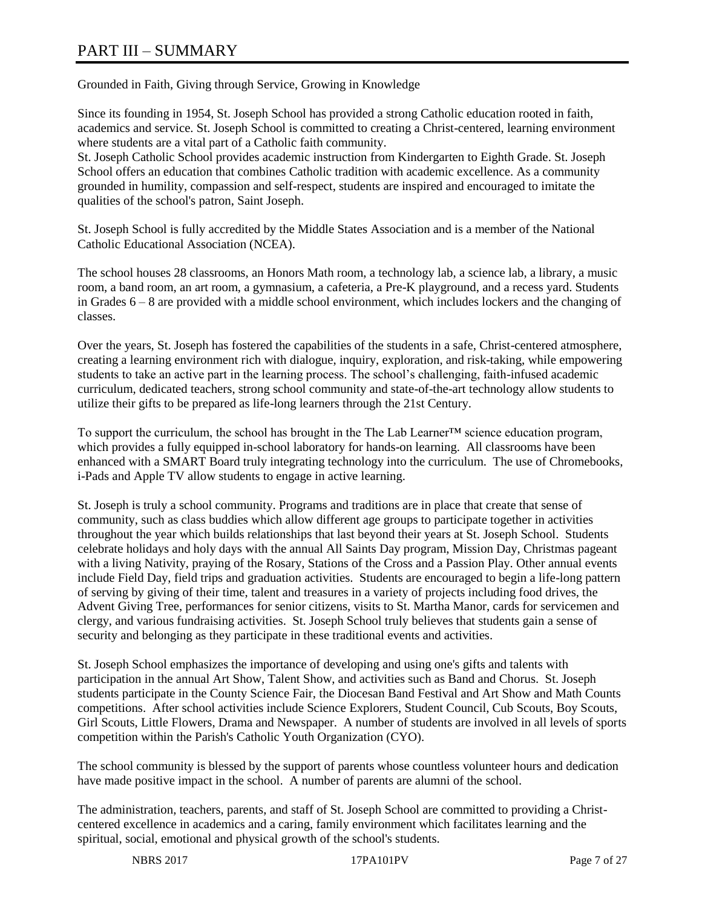# PART III – SUMMARY

Grounded in Faith, Giving through Service, Growing in Knowledge

Since its founding in 1954, St. Joseph School has provided a strong Catholic education rooted in faith, academics and service. St. Joseph School is committed to creating a Christ-centered, learning environment where students are a vital part of a Catholic faith community.
St. Joseph Catholic School provides academic instruction from Kindergarten to Eighth Grade. St. Joseph School offers an education that combines Catholic tradition with academic excellence. As a community grounded in humility, compassion and self-respect, students are inspired and encouraged to imitate the qualities of the school's patron, Saint Joseph.

St. Joseph School is fully accredited by the Middle States Association and is a member of the National Catholic Educational Association (NCEA).

The school houses 28 classrooms, an Honors Math room, a technology lab, a science lab, a library, a music room, a band room, an art room, a gymnasium, a cafeteria, a Pre-K playground, and a recess yard. Students in Grades 6 – 8 are provided with a middle school environment, which includes lockers and the changing of classes.

Over the years, St. Joseph has fostered the capabilities of the students in a safe, Christ-centered atmosphere, creating a learning environment rich with dialogue, inquiry, exploration, and risk-taking, while empowering students to take an active part in the learning process. The school's challenging, faith-infused academic curriculum, dedicated teachers, strong school community and state-of-the-art technology allow students to utilize their gifts to be prepared as life-long learners through the 21st Century.

To support the curriculum, the school has brought in the The Lab Learner™ science education program, which provides a fully equipped in-school laboratory for hands-on learning. All classrooms have been enhanced with a SMART Board truly integrating technology into the curriculum. The use of Chromebooks, i-Pads and Apple TV allow students to engage in active learning.

St. Joseph is truly a school community. Programs and traditions are in place that create that sense of community, such as class buddies which allow different age groups to participate together in activities throughout the year which builds relationships that last beyond their years at St. Joseph School. Students celebrate holidays and holy days with the annual All Saints Day program, Mission Day, Christmas pageant with a living Nativity, praying of the Rosary, Stations of the Cross and a Passion Play. Other annual events include Field Day, field trips and graduation activities. Students are encouraged to begin a life-long pattern of serving by giving of their time, talent and treasures in a variety of projects including food drives, the Advent Giving Tree, performances for senior citizens, visits to St. Martha Manor, cards for servicemen and clergy, and various fundraising activities. St. Joseph School truly believes that students gain a sense of security and belonging as they participate in these traditional events and activities.

St. Joseph School emphasizes the importance of developing and using one's gifts and talents with participation in the annual Art Show, Talent Show, and activities such as Band and Chorus. St. Joseph students participate in the County Science Fair, the Diocesan Band Festival and Art Show and Math Counts competitions. After school activities include Science Explorers, Student Council, Cub Scouts, Boy Scouts, Girl Scouts, Little Flowers, Drama and Newspaper. A number of students are involved in all levels of sports competition within the Parish's Catholic Youth Organization (CYO).

The school community is blessed by the support of parents whose countless volunteer hours and dedication have made positive impact in the school. A number of parents are alumni of the school.

The administration, teachers, parents, and staff of St. Joseph School are committed to providing a Christ-centered excellence in academics and a caring, family environment which facilitates learning and the spiritual, social, emotional and physical growth of the school's students.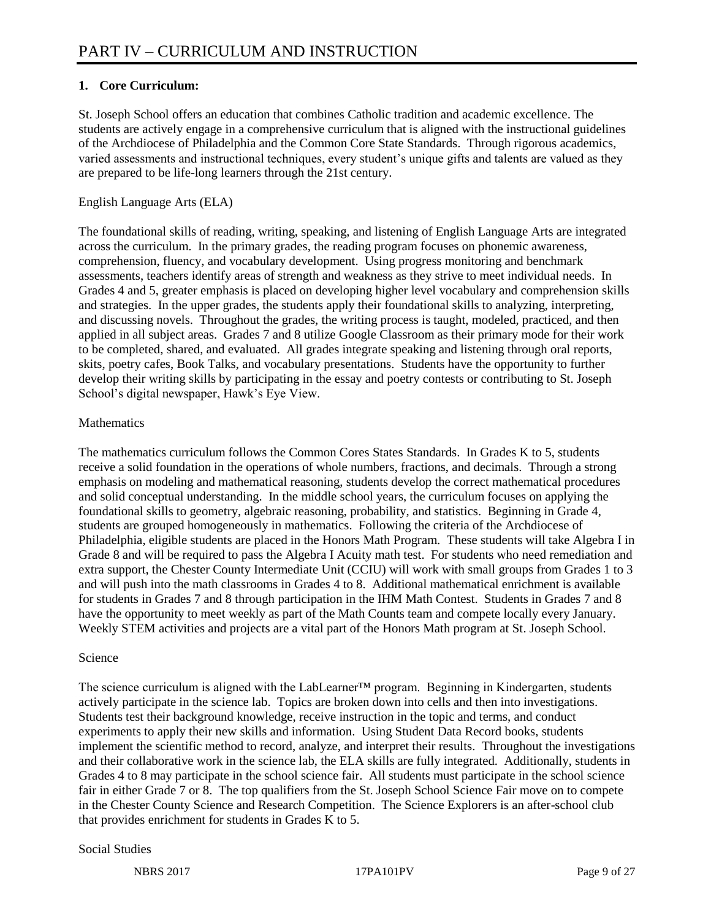# PART IV – CURRICULUM AND INSTRUCTION

**1. Core Curriculum:**

St. Joseph School offers an education that combines Catholic tradition and academic excellence. The students are actively engage in a comprehensive curriculum that is aligned with the instructional guidelines of the Archdiocese of Philadelphia and the Common Core State Standards. Through rigorous academics, varied assessments and instructional techniques, every student's unique gifts and talents are valued as they are prepared to be life-long learners through the 21st century.

English Language Arts (ELA)

The foundational skills of reading, writing, speaking, and listening of English Language Arts are integrated across the curriculum. In the primary grades, the reading program focuses on phonemic awareness, comprehension, fluency, and vocabulary development. Using progress monitoring and benchmark assessments, teachers identify areas of strength and weakness as they strive to meet individual needs. In Grades 4 and 5, greater emphasis is placed on developing higher level vocabulary and comprehension skills and strategies. In the upper grades, the students apply their foundational skills to analyzing, interpreting, and discussing novels. Throughout the grades, the writing process is taught, modeled, practiced, and then applied in all subject areas. Grades 7 and 8 utilize Google Classroom as their primary mode for their work to be completed, shared, and evaluated. All grades integrate speaking and listening through oral reports, skits, poetry cafes, Book Talks, and vocabulary presentations. Students have the opportunity to further develop their writing skills by participating in the essay and poetry contests or contributing to St. Joseph School's digital newspaper, Hawk's Eye View.

Mathematics

The mathematics curriculum follows the Common Cores States Standards. In Grades K to 5, students receive a solid foundation in the operations of whole numbers, fractions, and decimals. Through a strong emphasis on modeling and mathematical reasoning, students develop the correct mathematical procedures and solid conceptual understanding. In the middle school years, the curriculum focuses on applying the foundational skills to geometry, algebraic reasoning, probability, and statistics. Beginning in Grade 4, students are grouped homogeneously in mathematics. Following the criteria of the Archdiocese of Philadelphia, eligible students are placed in the Honors Math Program. These students will take Algebra I in Grade 8 and will be required to pass the Algebra I Acuity math test. For students who need remediation and extra support, the Chester County Intermediate Unit (CCIU) will work with small groups from Grades 1 to 3 and will push into the math classrooms in Grades 4 to 8. Additional mathematical enrichment is available for students in Grades 7 and 8 through participation in the IHM Math Contest. Students in Grades 7 and 8 have the opportunity to meet weekly as part of the Math Counts team and compete locally every January. Weekly STEM activities and projects are a vital part of the Honors Math program at St. Joseph School.

Science

The science curriculum is aligned with the LabLearner™ program. Beginning in Kindergarten, students actively participate in the science lab. Topics are broken down into cells and then into investigations. Students test their background knowledge, receive instruction in the topic and terms, and conduct experiments to apply their new skills and information. Using Student Data Record books, students implement the scientific method to record, analyze, and interpret their results. Throughout the investigations and their collaborative work in the science lab, the ELA skills are fully integrated. Additionally, students in Grades 4 to 8 may participate in the school science fair. All students must participate in the school science fair in either Grade 7 or 8. The top qualifiers from the St. Joseph School Science Fair move on to compete in the Chester County Science and Research Competition. The Science Explorers is an after-school club that provides enrichment for students in Grades K to 5.

Social Studies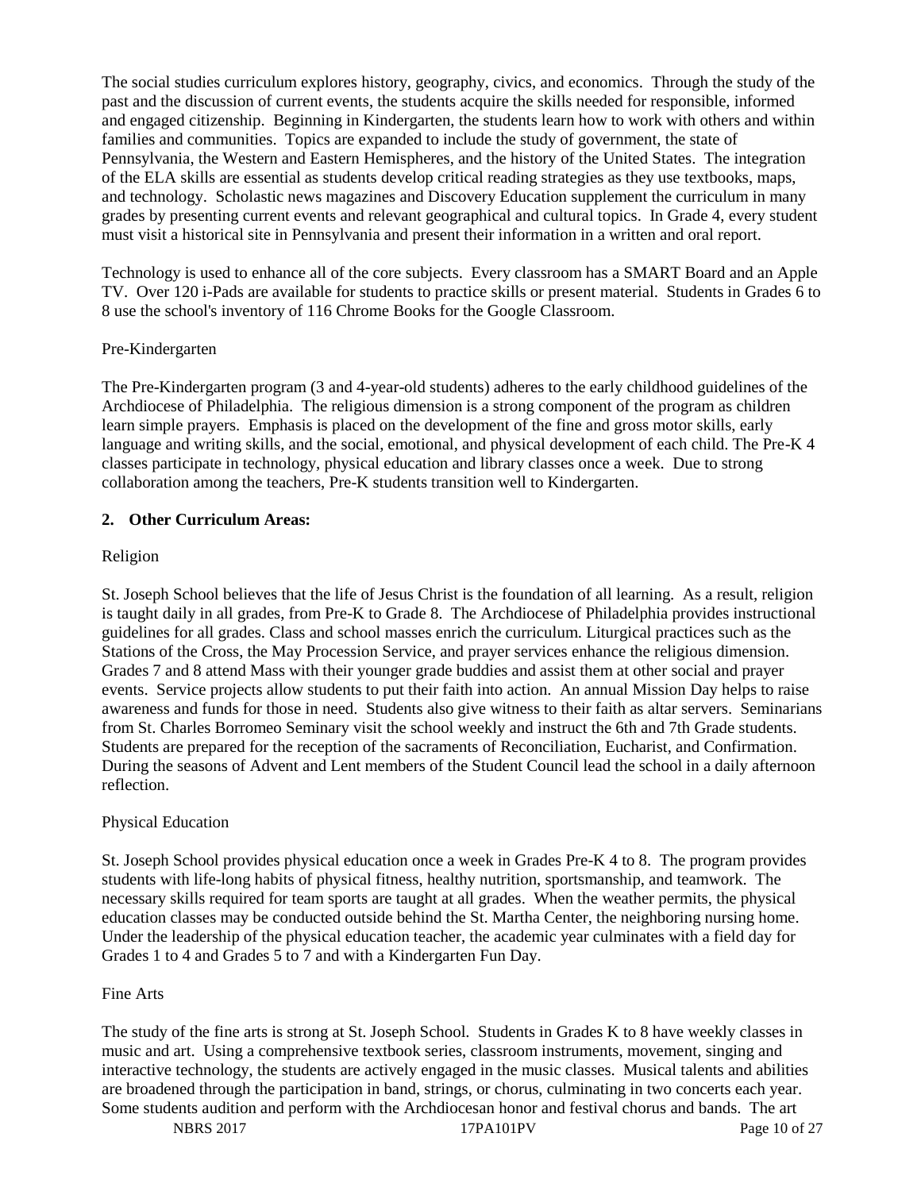The social studies curriculum explores history, geography, civics, and economics. Through the study of the past and the discussion of current events, the students acquire the skills needed for responsible, informed and engaged citizenship. Beginning in Kindergarten, the students learn how to work with others and within families and communities. Topics are expanded to include the study of government, the state of Pennsylvania, the Western and Eastern Hemispheres, and the history of the United States. The integration of the ELA skills are essential as students develop critical reading strategies as they use textbooks, maps, and technology. Scholastic news magazines and Discovery Education supplement the curriculum in many grades by presenting current events and relevant geographical and cultural topics. In Grade 4, every student must visit a historical site in Pennsylvania and present their information in a written and oral report.

Technology is used to enhance all of the core subjects. Every classroom has a SMART Board and an Apple TV. Over 120 i-Pads are available for students to practice skills or present material. Students in Grades 6 to 8 use the school's inventory of 116 Chrome Books for the Google Classroom.

Pre-Kindergarten

The Pre-Kindergarten program (3 and 4-year-old students) adheres to the early childhood guidelines of the Archdiocese of Philadelphia. The religious dimension is a strong component of the program as children learn simple prayers. Emphasis is placed on the development of the fine and gross motor skills, early language and writing skills, and the social, emotional, and physical development of each child. The Pre-K 4 classes participate in technology, physical education and library classes once a week. Due to strong collaboration among the teachers, Pre-K students transition well to Kindergarten.

**2. Other Curriculum Areas:**

Religion

St. Joseph School believes that the life of Jesus Christ is the foundation of all learning. As a result, religion is taught daily in all grades, from Pre-K to Grade 8. The Archdiocese of Philadelphia provides instructional guidelines for all grades. Class and school masses enrich the curriculum. Liturgical practices such as the Stations of the Cross, the May Procession Service, and prayer services enhance the religious dimension. Grades 7 and 8 attend Mass with their younger grade buddies and assist them at other social and prayer events. Service projects allow students to put their faith into action. An annual Mission Day helps to raise awareness and funds for those in need. Students also give witness to their faith as altar servers. Seminarians from St. Charles Borromeo Seminary visit the school weekly and instruct the 6th and 7th Grade students. Students are prepared for the reception of the sacraments of Reconciliation, Eucharist, and Confirmation. During the seasons of Advent and Lent members of the Student Council lead the school in a daily afternoon reflection.

Physical Education

St. Joseph School provides physical education once a week in Grades Pre-K 4 to 8. The program provides students with life-long habits of physical fitness, healthy nutrition, sportsmanship, and teamwork. The necessary skills required for team sports are taught at all grades. When the weather permits, the physical education classes may be conducted outside behind the St. Martha Center, the neighboring nursing home. Under the leadership of the physical education teacher, the academic year culminates with a field day for Grades 1 to 4 and Grades 5 to 7 and with a Kindergarten Fun Day.

Fine Arts

The study of the fine arts is strong at St. Joseph School. Students in Grades K to 8 have weekly classes in music and art. Using a comprehensive textbook series, classroom instruments, movement, singing and interactive technology, the students are actively engaged in the music classes. Musical talents and abilities are broadened through the participation in band, strings, or chorus, culminating in two concerts each year. Some students audition and perform with the Archdiocesan honor and festival chorus and bands. The art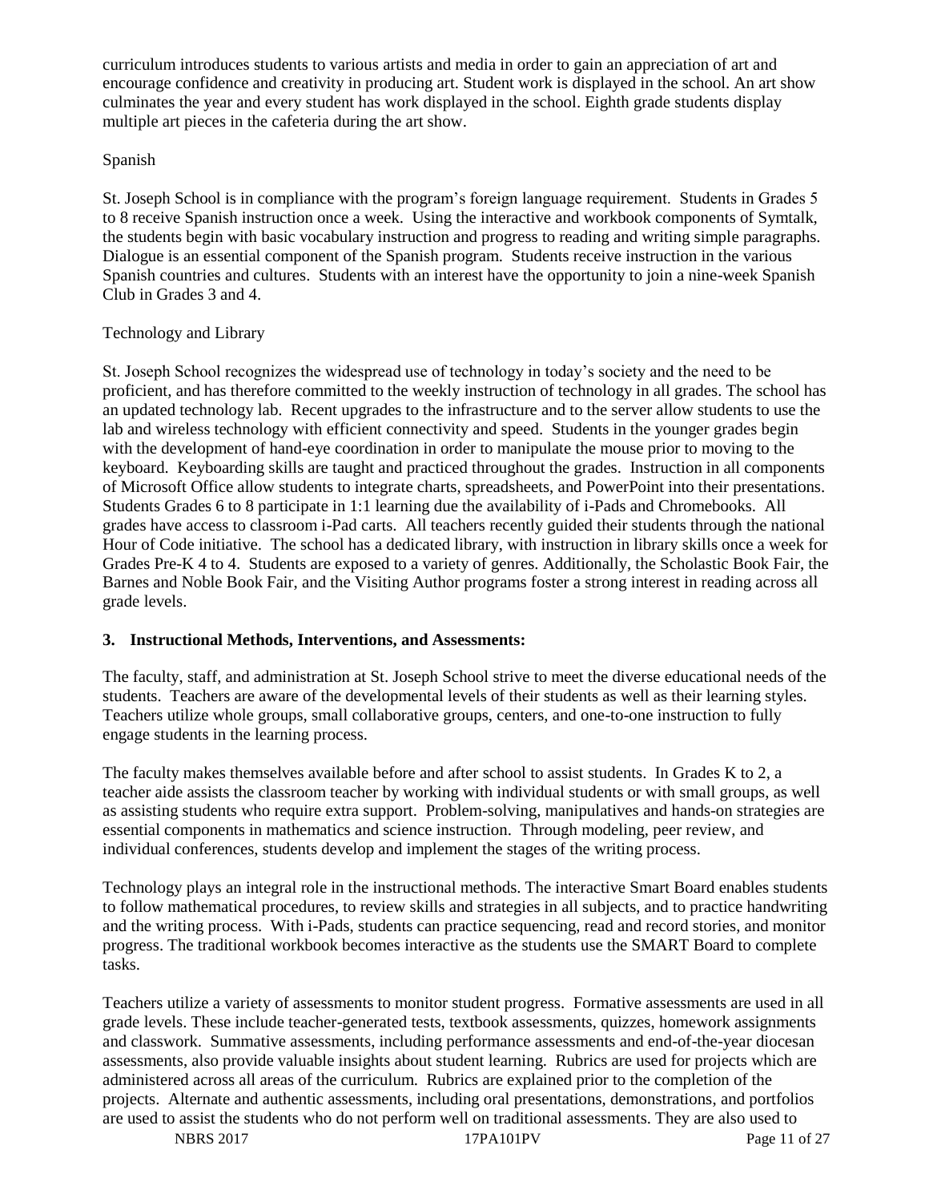curriculum introduces students to various artists and media in order to gain an appreciation of art and encourage confidence and creativity in producing art. Student work is displayed in the school. An art show culminates the year and every student has work displayed in the school. Eighth grade students display multiple art pieces in the cafeteria during the art show.

Spanish

St. Joseph School is in compliance with the program's foreign language requirement. Students in Grades 5 to 8 receive Spanish instruction once a week. Using the interactive and workbook components of Symtalk, the students begin with basic vocabulary instruction and progress to reading and writing simple paragraphs. Dialogue is an essential component of the Spanish program. Students receive instruction in the various Spanish countries and cultures. Students with an interest have the opportunity to join a nine-week Spanish Club in Grades 3 and 4.

Technology and Library

St. Joseph School recognizes the widespread use of technology in today's society and the need to be proficient, and has therefore committed to the weekly instruction of technology in all grades. The school has an updated technology lab. Recent upgrades to the infrastructure and to the server allow students to use the lab and wireless technology with efficient connectivity and speed. Students in the younger grades begin with the development of hand-eye coordination in order to manipulate the mouse prior to moving to the keyboard. Keyboarding skills are taught and practiced throughout the grades. Instruction in all components of Microsoft Office allow students to integrate charts, spreadsheets, and PowerPoint into their presentations. Students Grades 6 to 8 participate in 1:1 learning due the availability of i-Pads and Chromebooks. All grades have access to classroom i-Pad carts. All teachers recently guided their students through the national Hour of Code initiative. The school has a dedicated library, with instruction in library skills once a week for Grades Pre-K 4 to 4. Students are exposed to a variety of genres. Additionally, the Scholastic Book Fair, the Barnes and Noble Book Fair, and the Visiting Author programs foster a strong interest in reading across all grade levels.

### 3. Instructional Methods, Interventions, and Assessments:

The faculty, staff, and administration at St. Joseph School strive to meet the diverse educational needs of the students. Teachers are aware of the developmental levels of their students as well as their learning styles. Teachers utilize whole groups, small collaborative groups, centers, and one-to-one instruction to fully engage students in the learning process.

The faculty makes themselves available before and after school to assist students. In Grades K to 2, a teacher aide assists the classroom teacher by working with individual students or with small groups, as well as assisting students who require extra support. Problem-solving, manipulatives and hands-on strategies are essential components in mathematics and science instruction. Through modeling, peer review, and individual conferences, students develop and implement the stages of the writing process.

Technology plays an integral role in the instructional methods. The interactive Smart Board enables students to follow mathematical procedures, to review skills and strategies in all subjects, and to practice handwriting and the writing process. With i-Pads, students can practice sequencing, read and record stories, and monitor progress. The traditional workbook becomes interactive as the students use the SMART Board to complete tasks.

Teachers utilize a variety of assessments to monitor student progress. Formative assessments are used in all grade levels. These include teacher-generated tests, textbook assessments, quizzes, homework assignments and classwork. Summative assessments, including performance assessments and end-of-the-year diocesan assessments, also provide valuable insights about student learning. Rubrics are used for projects which are administered across all areas of the curriculum. Rubrics are explained prior to the completion of the projects. Alternate and authentic assessments, including oral presentations, demonstrations, and portfolios are used to assist the students who do not perform well on traditional assessments. They are also used to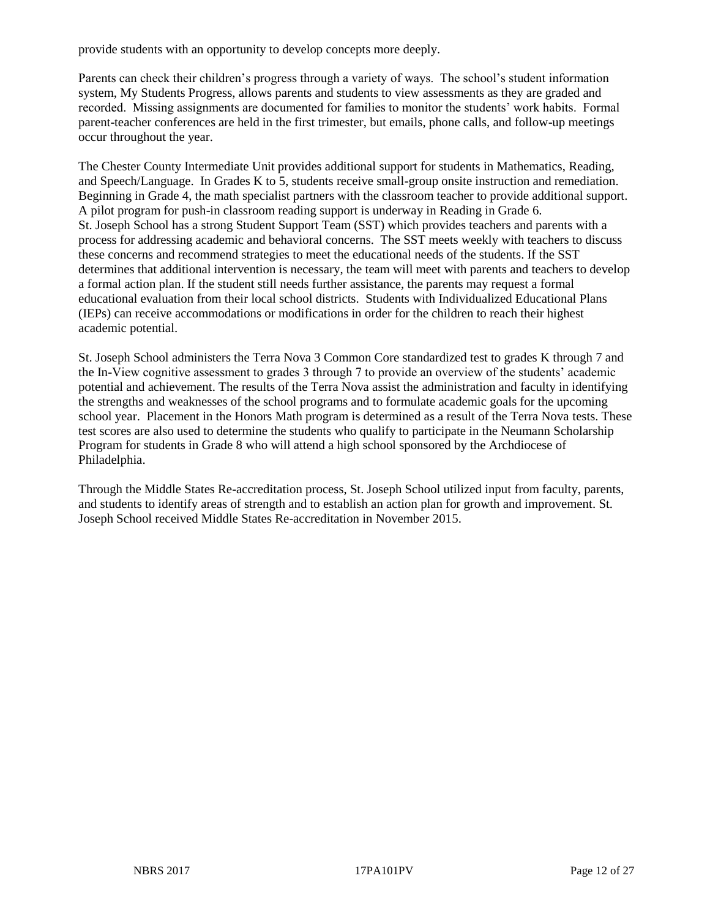provide students with an opportunity to develop concepts more deeply.

Parents can check their children's progress through a variety of ways. The school's student information system, My Students Progress, allows parents and students to view assessments as they are graded and recorded. Missing assignments are documented for families to monitor the students' work habits. Formal parent-teacher conferences are held in the first trimester, but emails, phone calls, and follow-up meetings occur throughout the year.

The Chester County Intermediate Unit provides additional support for students in Mathematics, Reading, and Speech/Language. In Grades K to 5, students receive small-group onsite instruction and remediation. Beginning in Grade 4, the math specialist partners with the classroom teacher to provide additional support. A pilot program for push-in classroom reading support is underway in Reading in Grade 6.
St. Joseph School has a strong Student Support Team (SST) which provides teachers and parents with a process for addressing academic and behavioral concerns. The SST meets weekly with teachers to discuss these concerns and recommend strategies to meet the educational needs of the students. If the SST determines that additional intervention is necessary, the team will meet with parents and teachers to develop a formal action plan. If the student still needs further assistance, the parents may request a formal educational evaluation from their local school districts. Students with Individualized Educational Plans (IEPs) can receive accommodations or modifications in order for the children to reach their highest academic potential.

St. Joseph School administers the Terra Nova 3 Common Core standardized test to grades K through 7 and the In-View cognitive assessment to grades 3 through 7 to provide an overview of the students' academic potential and achievement. The results of the Terra Nova assist the administration and faculty in identifying the strengths and weaknesses of the school programs and to formulate academic goals for the upcoming school year. Placement in the Honors Math program is determined as a result of the Terra Nova tests. These test scores are also used to determine the students who qualify to participate in the Neumann Scholarship Program for students in Grade 8 who will attend a high school sponsored by the Archdiocese of Philadelphia.

Through the Middle States Re-accreditation process, St. Joseph School utilized input from faculty, parents, and students to identify areas of strength and to establish an action plan for growth and improvement. St. Joseph School received Middle States Re-accreditation in November 2015.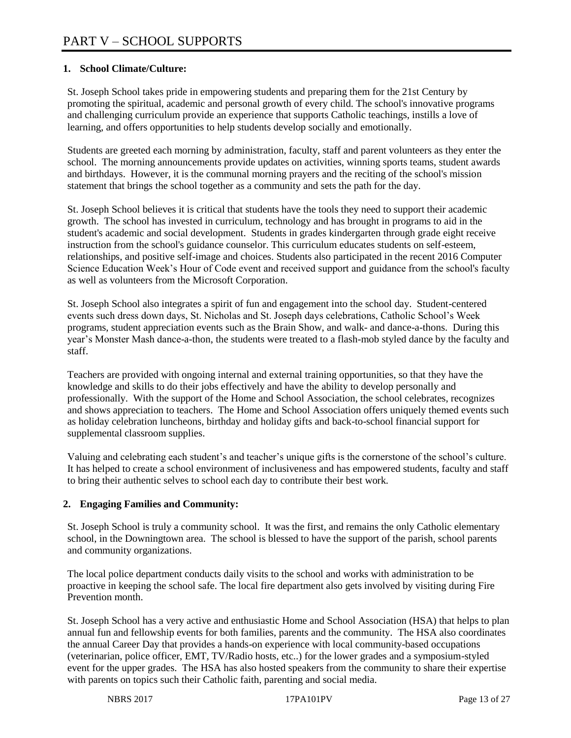# PART V – SCHOOL SUPPORTS

## 1. School Climate/Culture:

St. Joseph School takes pride in empowering students and preparing them for the 21st Century by promoting the spiritual, academic and personal growth of every child. The school's innovative programs and challenging curriculum provide an experience that supports Catholic teachings, instills a love of learning, and offers opportunities to help students develop socially and emotionally.

Students are greeted each morning by administration, faculty, staff and parent volunteers as they enter the school. The morning announcements provide updates on activities, winning sports teams, student awards and birthdays. However, it is the communal morning prayers and the reciting of the school's mission statement that brings the school together as a community and sets the path for the day.

St. Joseph School believes it is critical that students have the tools they need to support their academic growth. The school has invested in curriculum, technology and has brought in programs to aid in the student's academic and social development. Students in grades kindergarten through grade eight receive instruction from the school's guidance counselor. This curriculum educates students on self-esteem, relationships, and positive self-image and choices. Students also participated in the recent 2016 Computer Science Education Week's Hour of Code event and received support and guidance from the school's faculty as well as volunteers from the Microsoft Corporation.

St. Joseph School also integrates a spirit of fun and engagement into the school day. Student-centered events such dress down days, St. Nicholas and St. Joseph days celebrations, Catholic School's Week programs, student appreciation events such as the Brain Show, and walk- and dance-a-thons. During this year's Monster Mash dance-a-thon, the students were treated to a flash-mob styled dance by the faculty and staff.

Teachers are provided with ongoing internal and external training opportunities, so that they have the knowledge and skills to do their jobs effectively and have the ability to develop personally and professionally. With the support of the Home and School Association, the school celebrates, recognizes and shows appreciation to teachers. The Home and School Association offers uniquely themed events such as holiday celebration luncheons, birthday and holiday gifts and back-to-school financial support for supplemental classroom supplies.

Valuing and celebrating each student's and teacher's unique gifts is the cornerstone of the school's culture. It has helped to create a school environment of inclusiveness and has empowered students, faculty and staff to bring their authentic selves to school each day to contribute their best work.

## 2. Engaging Families and Community:

St. Joseph School is truly a community school. It was the first, and remains the only Catholic elementary school, in the Downingtown area. The school is blessed to have the support of the parish, school parents and community organizations.

The local police department conducts daily visits to the school and works with administration to be proactive in keeping the school safe. The local fire department also gets involved by visiting during Fire Prevention month.

St. Joseph School has a very active and enthusiastic Home and School Association (HSA) that helps to plan annual fun and fellowship events for both families, parents and the community. The HSA also coordinates the annual Career Day that provides a hands-on experience with local community-based occupations (veterinarian, police officer, EMT, TV/Radio hosts, etc..) for the lower grades and a symposium-styled event for the upper grades. The HSA has also hosted speakers from the community to share their expertise with parents on topics such their Catholic faith, parenting and social media.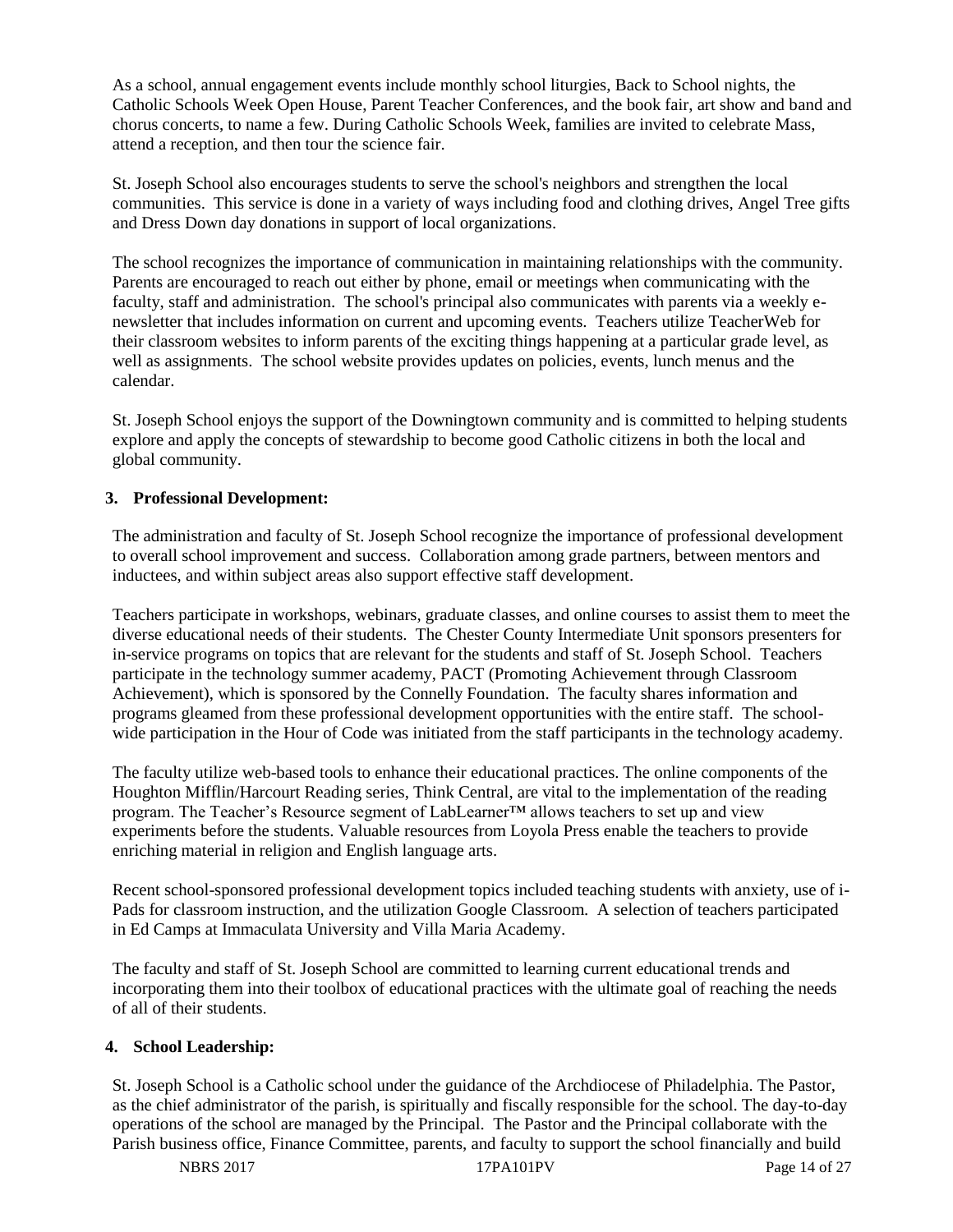As a school, annual engagement events include monthly school liturgies, Back to School nights, the Catholic Schools Week Open House, Parent Teacher Conferences, and the book fair, art show and band and chorus concerts, to name a few. During Catholic Schools Week, families are invited to celebrate Mass, attend a reception, and then tour the science fair.

St. Joseph School also encourages students to serve the school's neighbors and strengthen the local communities. This service is done in a variety of ways including food and clothing drives, Angel Tree gifts and Dress Down day donations in support of local organizations.

The school recognizes the importance of communication in maintaining relationships with the community. Parents are encouraged to reach out either by phone, email or meetings when communicating with the faculty, staff and administration. The school's principal also communicates with parents via a weekly e-newsletter that includes information on current and upcoming events. Teachers utilize TeacherWeb for their classroom websites to inform parents of the exciting things happening at a particular grade level, as well as assignments. The school website provides updates on policies, events, lunch menus and the calendar.

St. Joseph School enjoys the support of the Downingtown community and is committed to helping students explore and apply the concepts of stewardship to become good Catholic citizens in both the local and global community.

**3. Professional Development:**

The administration and faculty of St. Joseph School recognize the importance of professional development to overall school improvement and success. Collaboration among grade partners, between mentors and inductees, and within subject areas also support effective staff development.

Teachers participate in workshops, webinars, graduate classes, and online courses to assist them to meet the diverse educational needs of their students. The Chester County Intermediate Unit sponsors presenters for in-service programs on topics that are relevant for the students and staff of St. Joseph School. Teachers participate in the technology summer academy, PACT (Promoting Achievement through Classroom Achievement), which is sponsored by the Connelly Foundation. The faculty shares information and programs gleamed from these professional development opportunities with the entire staff. The school-wide participation in the Hour of Code was initiated from the staff participants in the technology academy.

The faculty utilize web-based tools to enhance their educational practices. The online components of the Houghton Mifflin/Harcourt Reading series, Think Central, are vital to the implementation of the reading program. The Teacher's Resource segment of LabLearner™ allows teachers to set up and view experiments before the students. Valuable resources from Loyola Press enable the teachers to provide enriching material in religion and English language arts.

Recent school-sponsored professional development topics included teaching students with anxiety, use of i-Pads for classroom instruction, and the utilization Google Classroom. A selection of teachers participated in Ed Camps at Immaculata University and Villa Maria Academy.

The faculty and staff of St. Joseph School are committed to learning current educational trends and incorporating them into their toolbox of educational practices with the ultimate goal of reaching the needs of all of their students.

**4. School Leadership:**

St. Joseph School is a Catholic school under the guidance of the Archdiocese of Philadelphia. The Pastor, as the chief administrator of the parish, is spiritually and fiscally responsible for the school. The day-to-day operations of the school are managed by the Principal. The Pastor and the Principal collaborate with the Parish business office, Finance Committee, parents, and faculty to support the school financially and build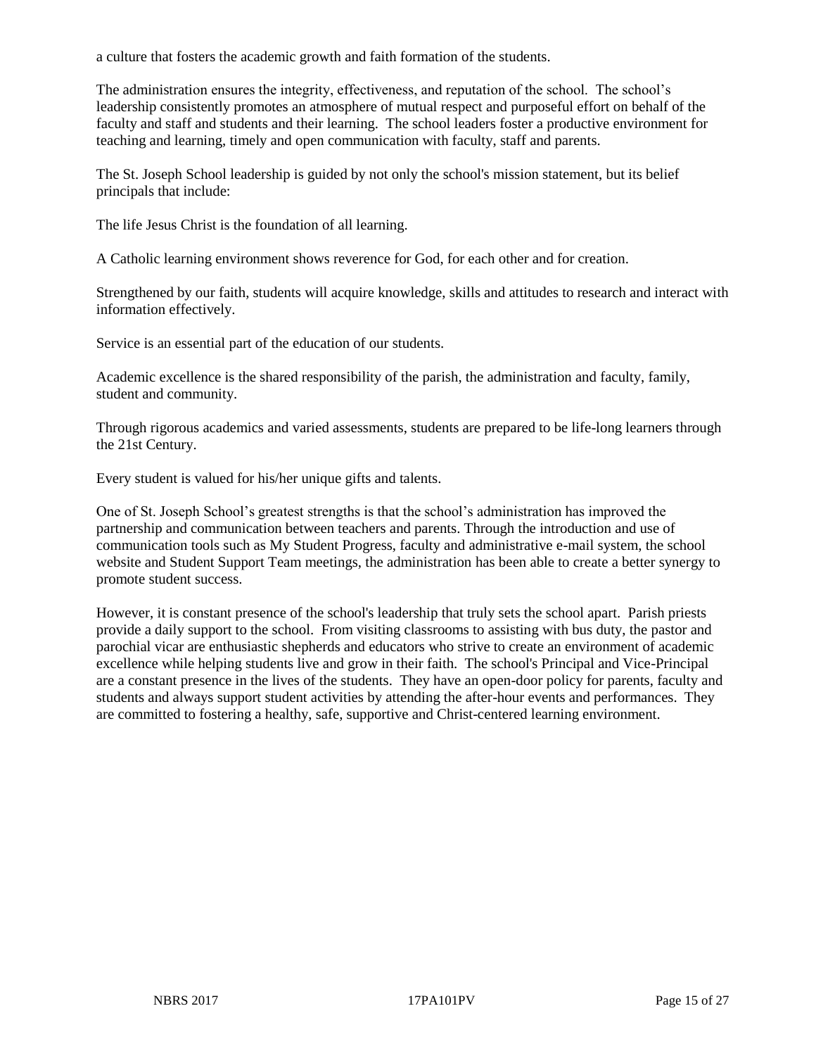a culture that fosters the academic growth and faith formation of the students.

The administration ensures the integrity, effectiveness, and reputation of the school. The school's leadership consistently promotes an atmosphere of mutual respect and purposeful effort on behalf of the faculty and staff and students and their learning. The school leaders foster a productive environment for teaching and learning, timely and open communication with faculty, staff and parents.

The St. Joseph School leadership is guided by not only the school's mission statement, but its belief principals that include:

The life Jesus Christ is the foundation of all learning.

A Catholic learning environment shows reverence for God, for each other and for creation.

Strengthened by our faith, students will acquire knowledge, skills and attitudes to research and interact with information effectively.

Service is an essential part of the education of our students.

Academic excellence is the shared responsibility of the parish, the administration and faculty, family, student and community.

Through rigorous academics and varied assessments, students are prepared to be life-long learners through the 21st Century.

Every student is valued for his/her unique gifts and talents.

One of St. Joseph School's greatest strengths is that the school's administration has improved the partnership and communication between teachers and parents. Through the introduction and use of communication tools such as My Student Progress, faculty and administrative e-mail system, the school website and Student Support Team meetings, the administration has been able to create a better synergy to promote student success.

However, it is constant presence of the school's leadership that truly sets the school apart. Parish priests provide a daily support to the school. From visiting classrooms to assisting with bus duty, the pastor and parochial vicar are enthusiastic shepherds and educators who strive to create an environment of academic excellence while helping students live and grow in their faith. The school's Principal and Vice-Principal are a constant presence in the lives of the students. They have an open-door policy for parents, faculty and students and always support student activities by attending the after-hour events and performances. They are committed to fostering a healthy, safe, supportive and Christ-centered learning environment.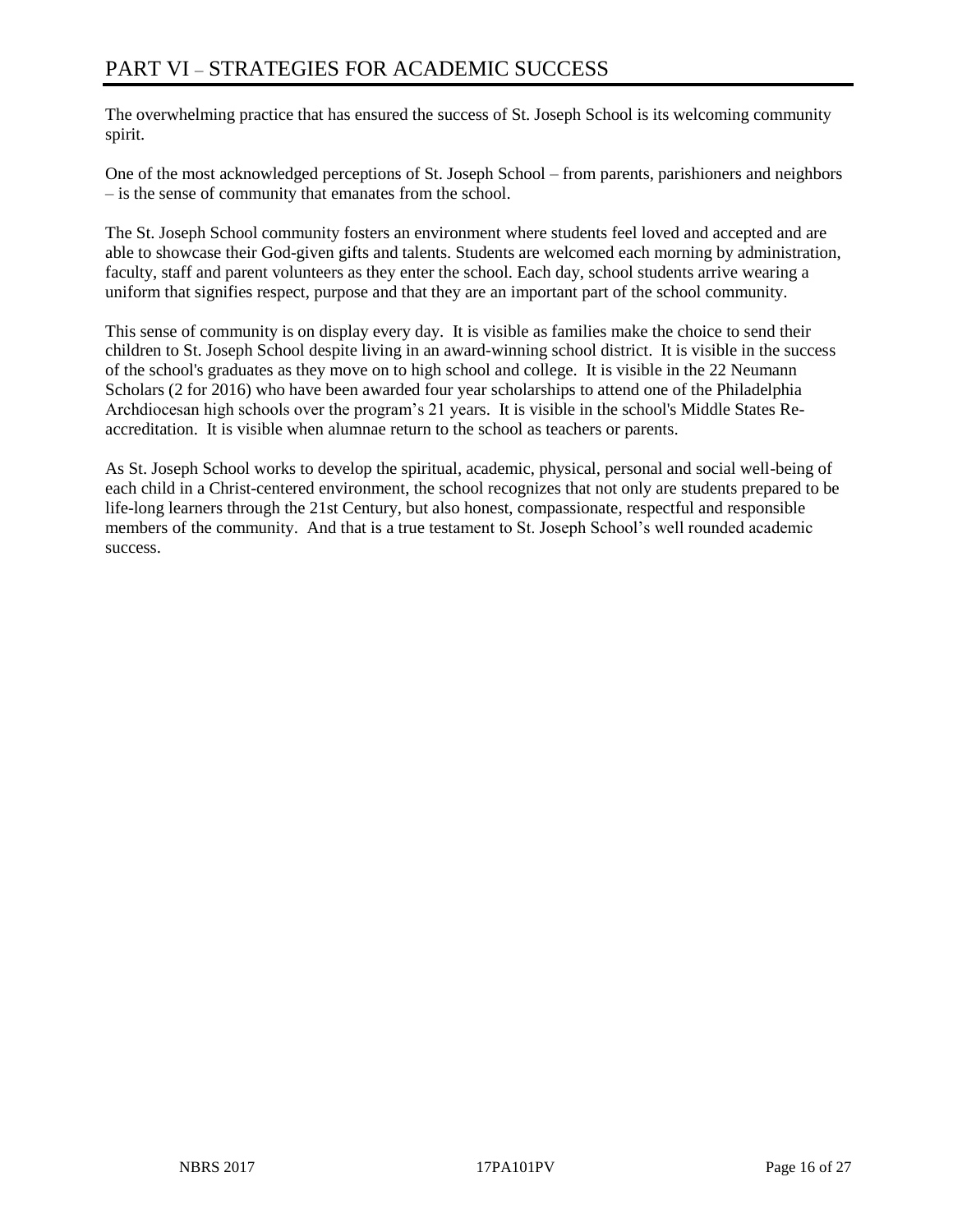# PART VI – STRATEGIES FOR ACADEMIC SUCCESS

The overwhelming practice that has ensured the success of St. Joseph School is its welcoming community spirit.

One of the most acknowledged perceptions of St. Joseph School – from parents, parishioners and neighbors – is the sense of community that emanates from the school.

The St. Joseph School community fosters an environment where students feel loved and accepted and are able to showcase their God-given gifts and talents. Students are welcomed each morning by administration, faculty, staff and parent volunteers as they enter the school. Each day, school students arrive wearing a uniform that signifies respect, purpose and that they are an important part of the school community.

This sense of community is on display every day. It is visible as families make the choice to send their children to St. Joseph School despite living in an award-winning school district. It is visible in the success of the school's graduates as they move on to high school and college. It is visible in the 22 Neumann Scholars (2 for 2016) who have been awarded four year scholarships to attend one of the Philadelphia Archdiocesan high schools over the program's 21 years. It is visible in the school's Middle States Re-accreditation. It is visible when alumnae return to the school as teachers or parents.

As St. Joseph School works to develop the spiritual, academic, physical, personal and social well-being of each child in a Christ-centered environment, the school recognizes that not only are students prepared to be life-long learners through the 21st Century, but also honest, compassionate, respectful and responsible members of the community. And that is a true testament to St. Joseph School's well rounded academic success.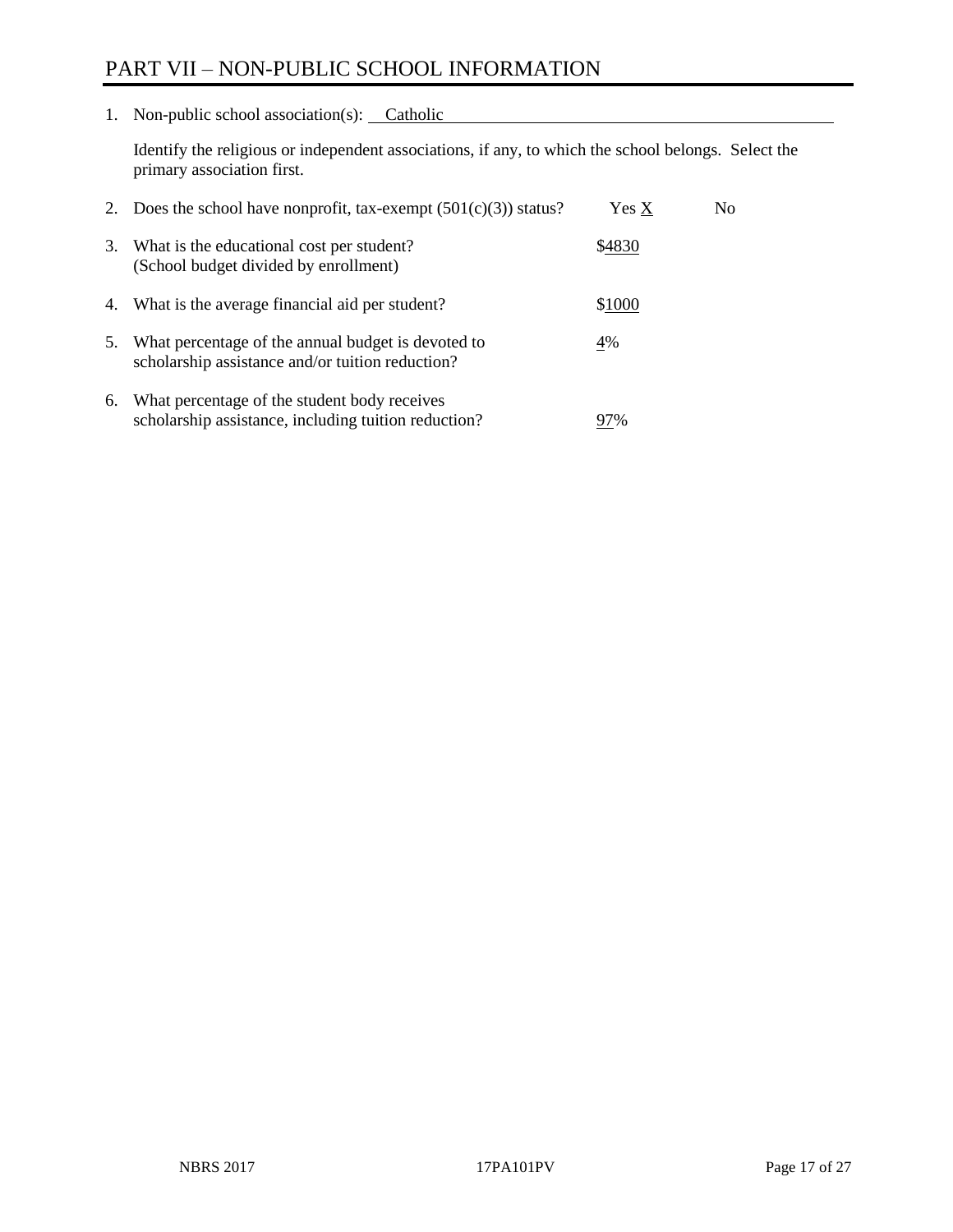# PART VII – NON-PUBLIC SCHOOL INFORMATION

1. Non-public school association(s): Catholic

   Identify the religious or independent associations, if any, to which the school belongs. Select the primary association first.

2. Does the school have nonprofit, tax-exempt (501(c)(3)) status? Yes X No

3. What is the educational cost per student? (School budget divided by enrollment) $4830

4. What is the average financial aid per student? $1000

5. What percentage of the annual budget is devoted to scholarship assistance and/or tuition reduction? 4%

6. What percentage of the student body receives scholarship assistance, including tuition reduction? 97%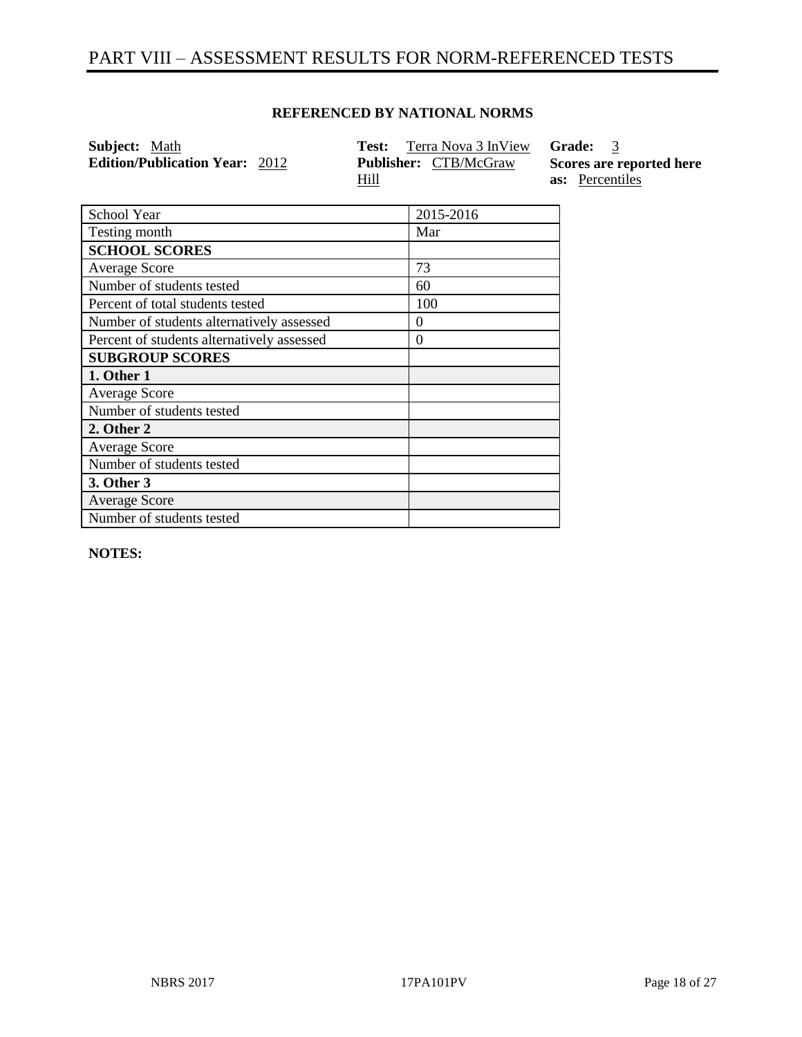# PART VIII – ASSESSMENT RESULTS FOR NORM-REFERENCED TESTS

**REFERENCED BY NATIONAL NORMS**

**Subject:** Math
**Edition/Publication Year:** 2012

**Test:** Terra Nova 3 InView
**Publisher:** CTB/McGraw Hill

**Grade:** 3
**Scores are reported here as:** Percentiles

| School Year | 2015-2016 |
|---|---|
| Testing month | Mar |
| **SCHOOL SCORES** | |
| Average Score | 73 |
| Number of students tested | 60 |
| Percent of total students tested | 100 |
| Number of students alternatively assessed | 0 |
| Percent of students alternatively assessed | 0 |
| **SUBGROUP SCORES** | |
| **1. Other 1** | |
| Average Score | |
| Number of students tested | |
| **2. Other 2** | |
| Average Score | |
| Number of students tested | |
| **3. Other 3** | |
| Average Score | |
| Number of students tested | |

**NOTES:**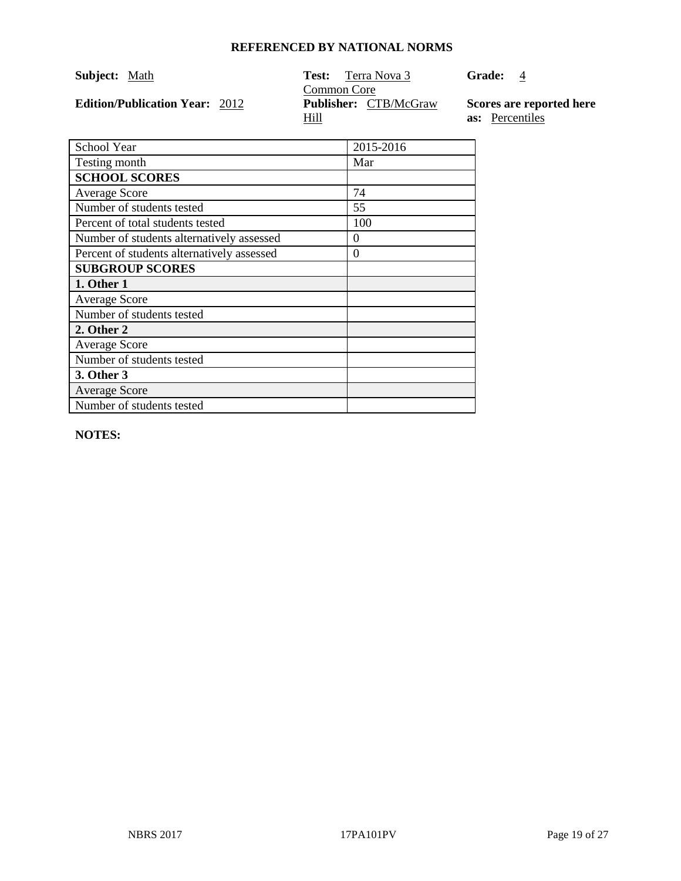**REFERENCED BY NATIONAL NORMS**

**Subject:** Math

**Test:** Terra Nova 3 Common Core

**Grade:** 4

**Edition/Publication Year:** 2012

**Publisher:** CTB/McGraw Hill

**Scores are reported here as:** Percentiles

| School Year | 2015-2016 |
|---|---|
| Testing month | Mar |
| **SCHOOL SCORES** | |
| Average Score | 74 |
| Number of students tested | 55 |
| Percent of total students tested | 100 |
| Number of students alternatively assessed | 0 |
| Percent of students alternatively assessed | 0 |
| **SUBGROUP SCORES** | |
| **1. Other 1** | |
| Average Score | |
| Number of students tested | |
| **2. Other 2** | |
| Average Score | |
| Number of students tested | |
| **3. Other 3** | |
| Average Score | |
| Number of students tested | |

**NOTES:**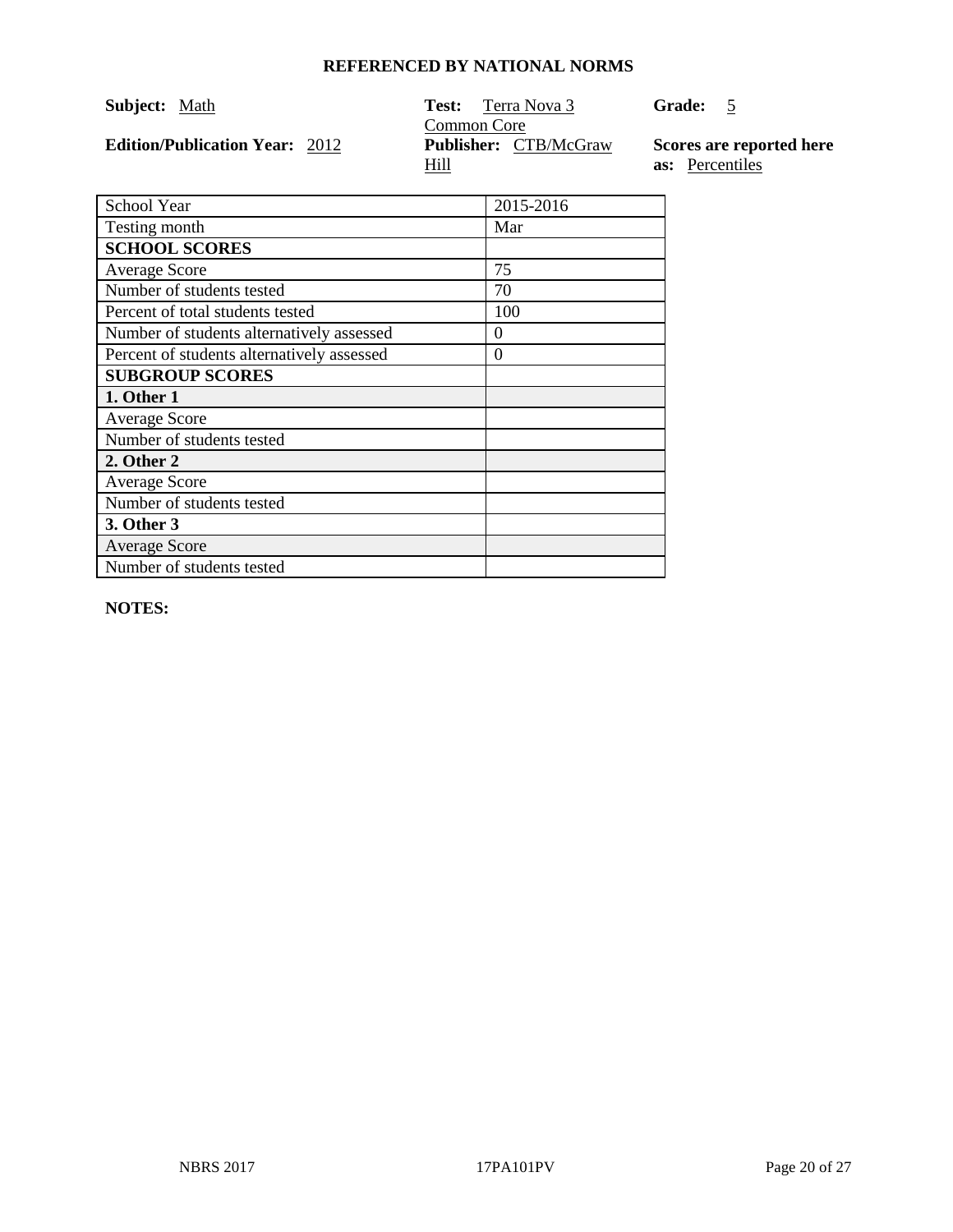**REFERENCED BY NATIONAL NORMS**

**Subject:** Math

**Test:** Terra Nova 3 Common Core

**Grade:** 5

**Edition/Publication Year:** 2012

**Publisher:** CTB/McGraw Hill

**Scores are reported here as:** Percentiles

| School Year | 2015-2016 |
|---|---|
| Testing month | Mar |
| **SCHOOL SCORES** | |
| Average Score | 75 |
| Number of students tested | 70 |
| Percent of total students tested | 100 |
| Number of students alternatively assessed | 0 |
| Percent of students alternatively assessed | 0 |
| **SUBGROUP SCORES** | |
| **1. Other 1** | |
| Average Score | |
| Number of students tested | |
| **2. Other 2** | |
| Average Score | |
| Number of students tested | |
| **3. Other 3** | |
| Average Score | |
| Number of students tested | |

**NOTES:**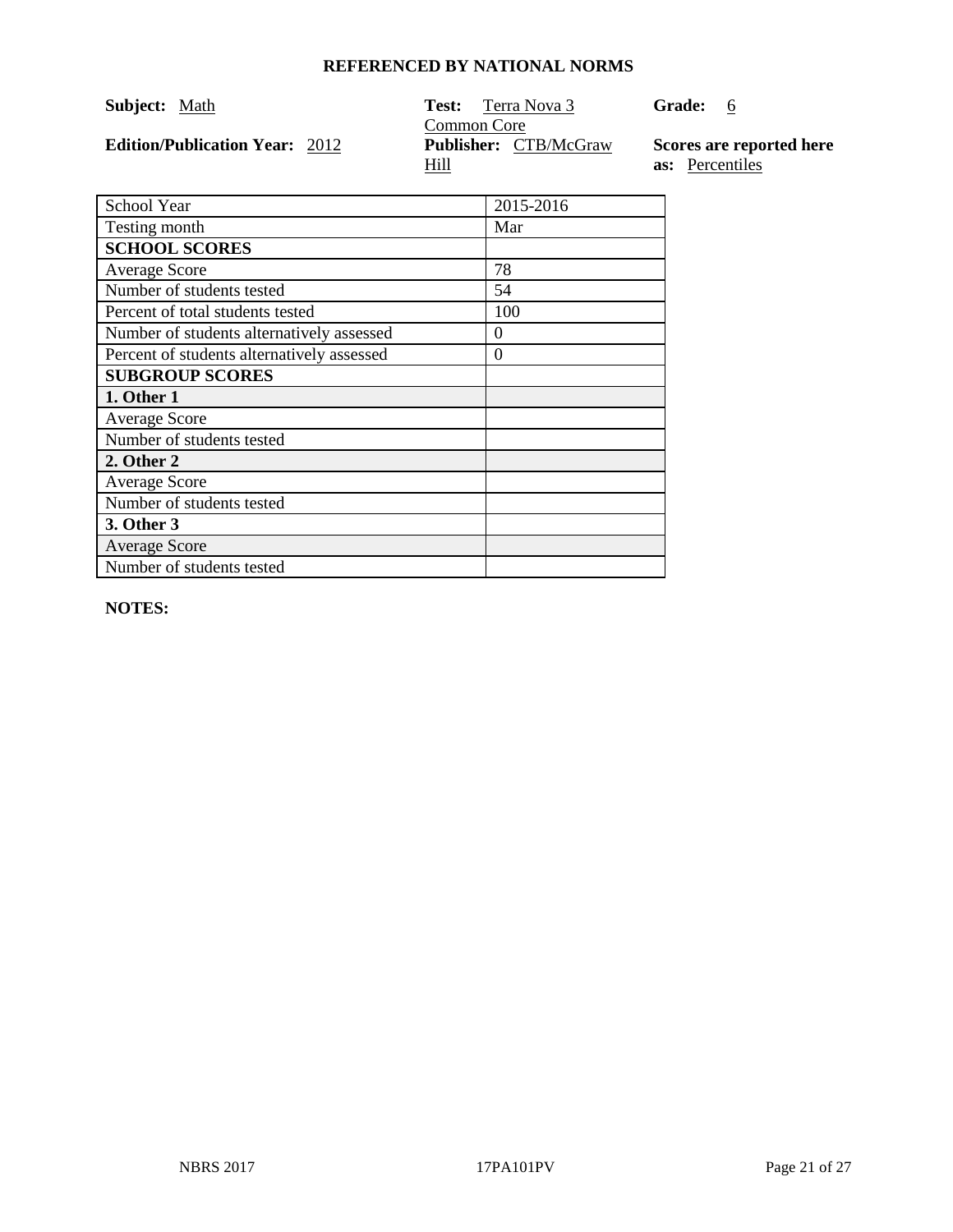**REFERENCED BY NATIONAL NORMS**

**Subject:** Math

**Test:** Terra Nova 3 Common Core

**Grade:** 6

**Edition/Publication Year:** 2012

**Publisher:** CTB/McGraw Hill

**Scores are reported here as:** Percentiles

| School Year | 2015-2016 |
|---|---|
| Testing month | Mar |
| **SCHOOL SCORES** | |
| Average Score | 78 |
| Number of students tested | 54 |
| Percent of total students tested | 100 |
| Number of students alternatively assessed | 0 |
| Percent of students alternatively assessed | 0 |
| **SUBGROUP SCORES** | |
| **1. Other 1** | |
| Average Score | |
| Number of students tested | |
| **2. Other 2** | |
| Average Score | |
| Number of students tested | |
| **3. Other 3** | |
| Average Score | |
| Number of students tested | |

**NOTES:**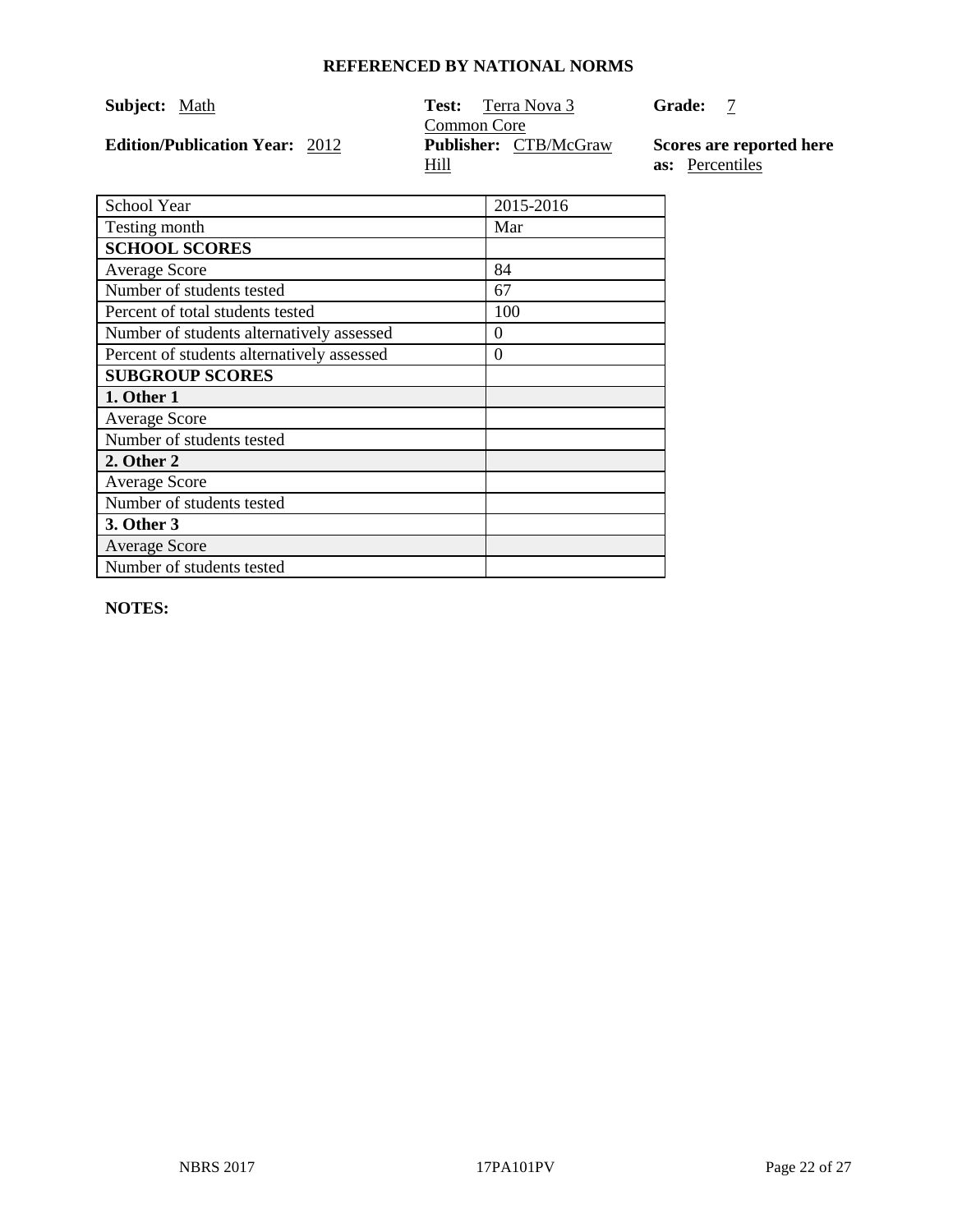**REFERENCED BY NATIONAL NORMS**

**Subject:** Math

**Test:** Terra Nova 3 Common Core

**Grade:** 7

**Edition/Publication Year:** 2012

**Publisher:** CTB/McGraw Hill

**Scores are reported here as:** Percentiles

| School Year | 2015-2016 |
| --- | --- |
| Testing month | Mar |
| **SCHOOL SCORES** | |
| Average Score | 84 |
| Number of students tested | 67 |
| Percent of total students tested | 100 |
| Number of students alternatively assessed | 0 |
| Percent of students alternatively assessed | 0 |
| **SUBGROUP SCORES** | |
| **1. Other 1** | |
| Average Score | |
| Number of students tested | |
| **2. Other 2** | |
| Average Score | |
| Number of students tested | |
| **3. Other 3** | |
| Average Score | |
| Number of students tested | |

**NOTES:**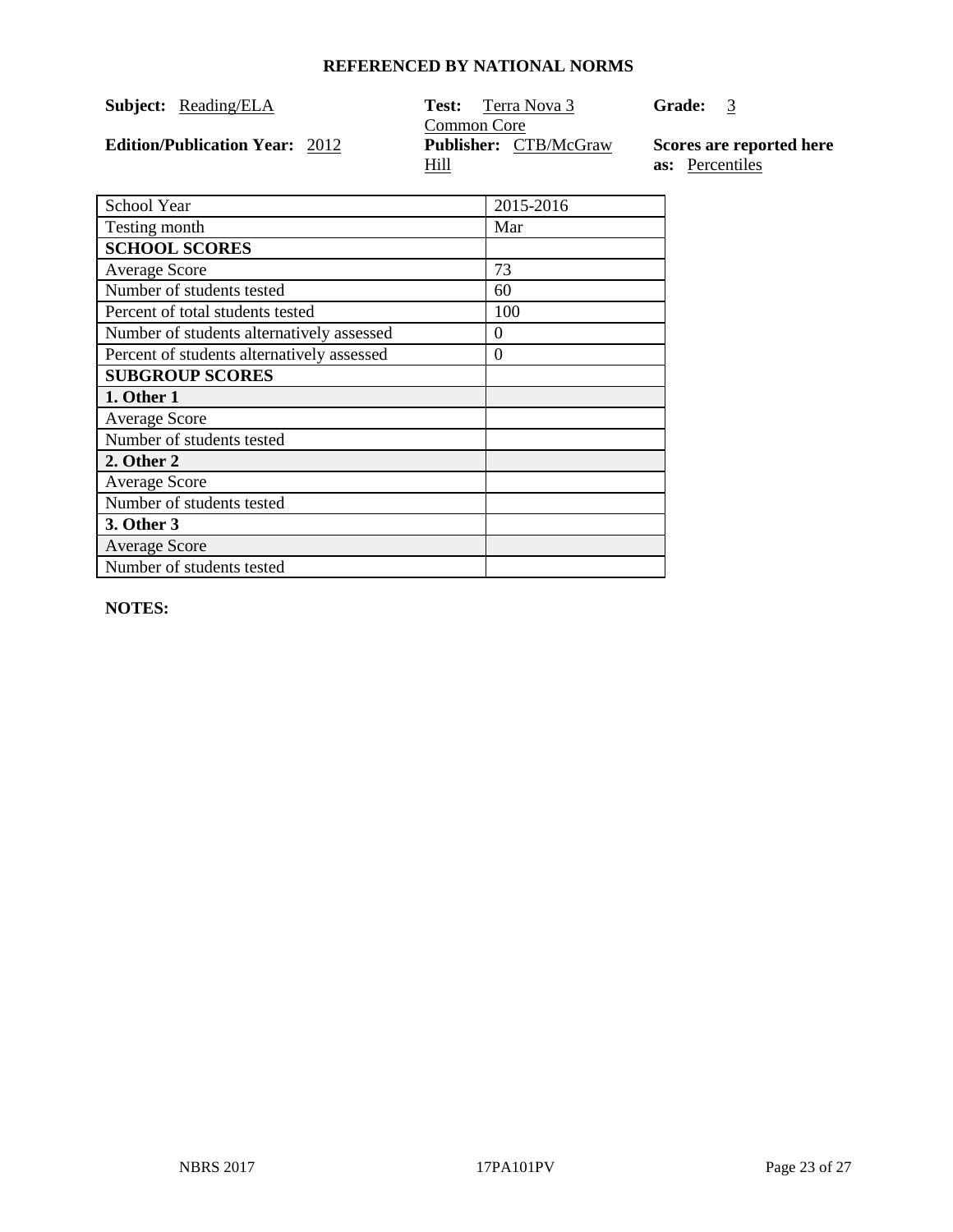**REFERENCED BY NATIONAL NORMS**

**Subject:** Reading/ELA

**Test:** Terra Nova 3 Common Core

**Grade:** 3

**Edition/Publication Year:** 2012

**Publisher:** CTB/McGraw Hill

**Scores are reported here as:** Percentiles

| School Year | 2015-2016 |
|---|---|
| Testing month | Mar |
| **SCHOOL SCORES** | |
| Average Score | 73 |
| Number of students tested | 60 |
| Percent of total students tested | 100 |
| Number of students alternatively assessed | 0 |
| Percent of students alternatively assessed | 0 |
| **SUBGROUP SCORES** | |
| **1. Other 1** | |
| Average Score | |
| Number of students tested | |
| **2. Other 2** | |
| Average Score | |
| Number of students tested | |
| **3. Other 3** | |
| Average Score | |
| Number of students tested | |

**NOTES:**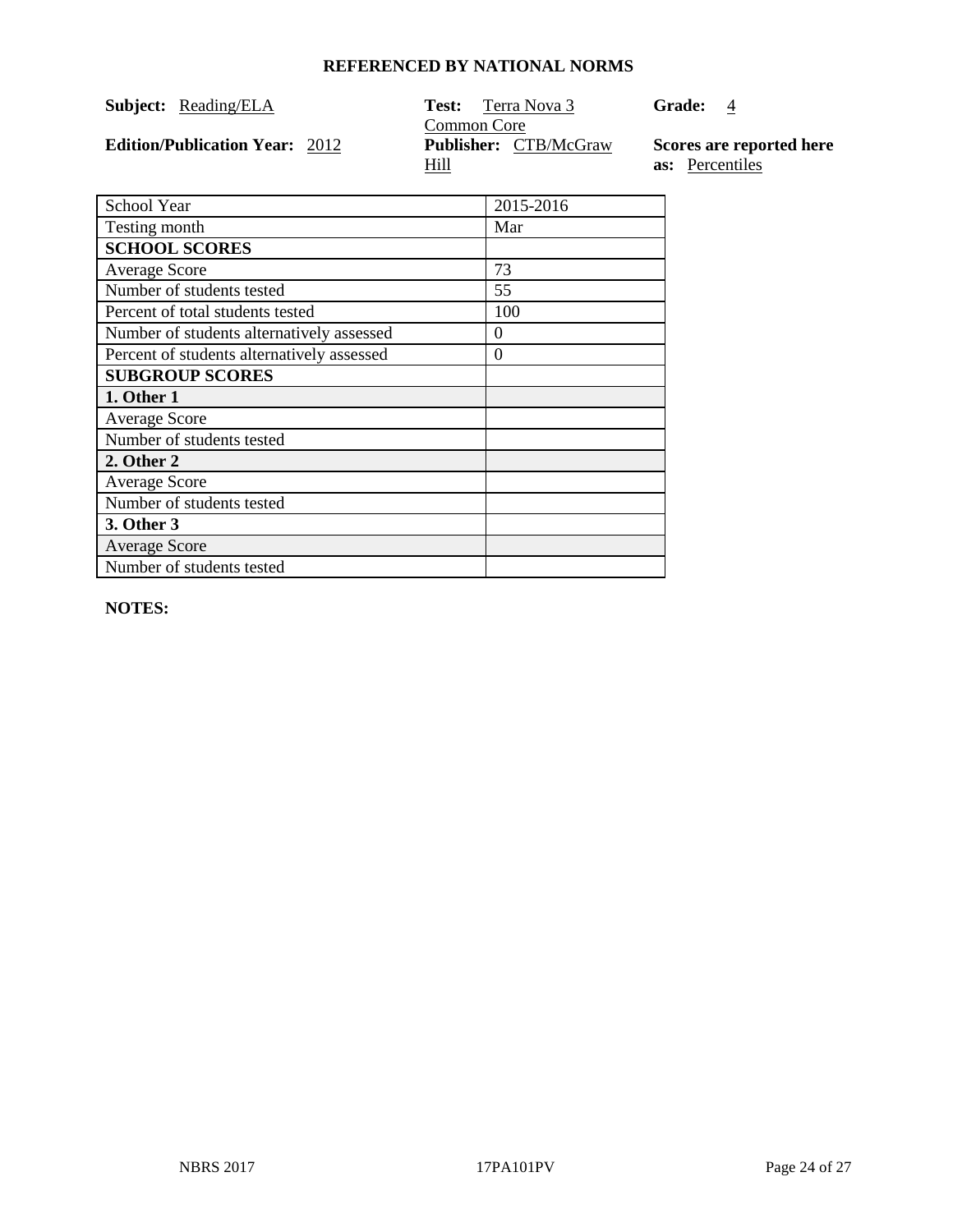## REFERENCED BY NATIONAL NORMS

**Subject:** Reading/ELA

**Test:** Terra Nova 3 Common Core

**Grade:** 4

**Edition/Publication Year:** 2012

**Publisher:** CTB/McGraw Hill

**Scores are reported here as:** Percentiles

| School Year | 2015-2016 |
|---|---|
| Testing month | Mar |
| **SCHOOL SCORES** | |
| Average Score | 73 |
| Number of students tested | 55 |
| Percent of total students tested | 100 |
| Number of students alternatively assessed | 0 |
| Percent of students alternatively assessed | 0 |
| **SUBGROUP SCORES** | |
| **1. Other 1** | |
| Average Score | |
| Number of students tested | |
| **2. Other 2** | |
| Average Score | |
| Number of students tested | |
| **3. Other 3** | |
| Average Score | |
| Number of students tested | |

**NOTES:**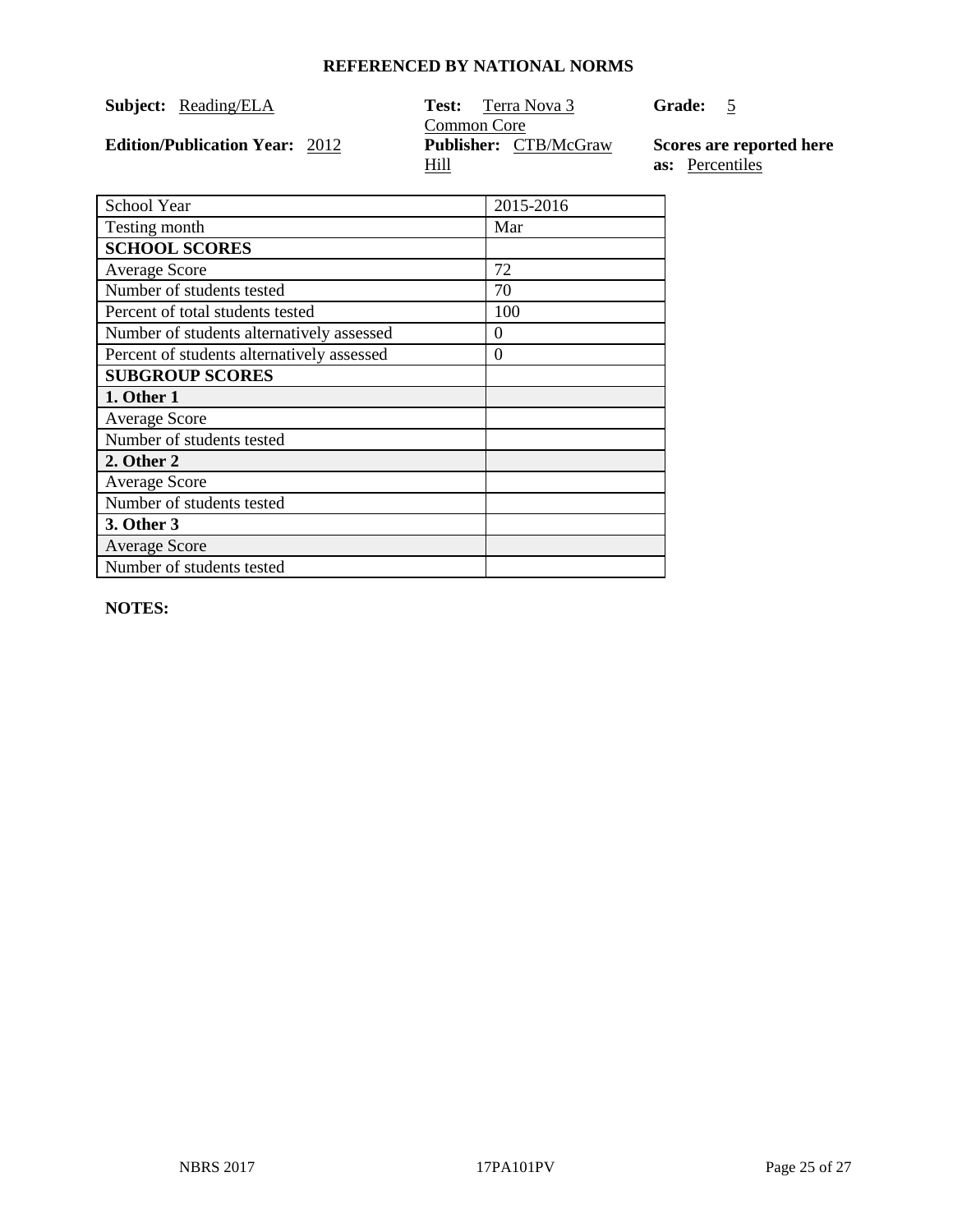**REFERENCED BY NATIONAL NORMS**

**Subject:** Reading/ELA

**Test:** Terra Nova 3 Common Core

**Grade:** 5

**Edition/Publication Year:** 2012

**Publisher:** CTB/McGraw Hill

**Scores are reported here as:** Percentiles

| School Year | 2015-2016 |
|---|---|
| Testing month | Mar |
| **SCHOOL SCORES** | |
| Average Score | 72 |
| Number of students tested | 70 |
| Percent of total students tested | 100 |
| Number of students alternatively assessed | 0 |
| Percent of students alternatively assessed | 0 |
| **SUBGROUP SCORES** | |
| **1. Other 1** | |
| Average Score | |
| Number of students tested | |
| **2. Other 2** | |
| Average Score | |
| Number of students tested | |
| **3. Other 3** | |
| Average Score | |
| Number of students tested | |

**NOTES:**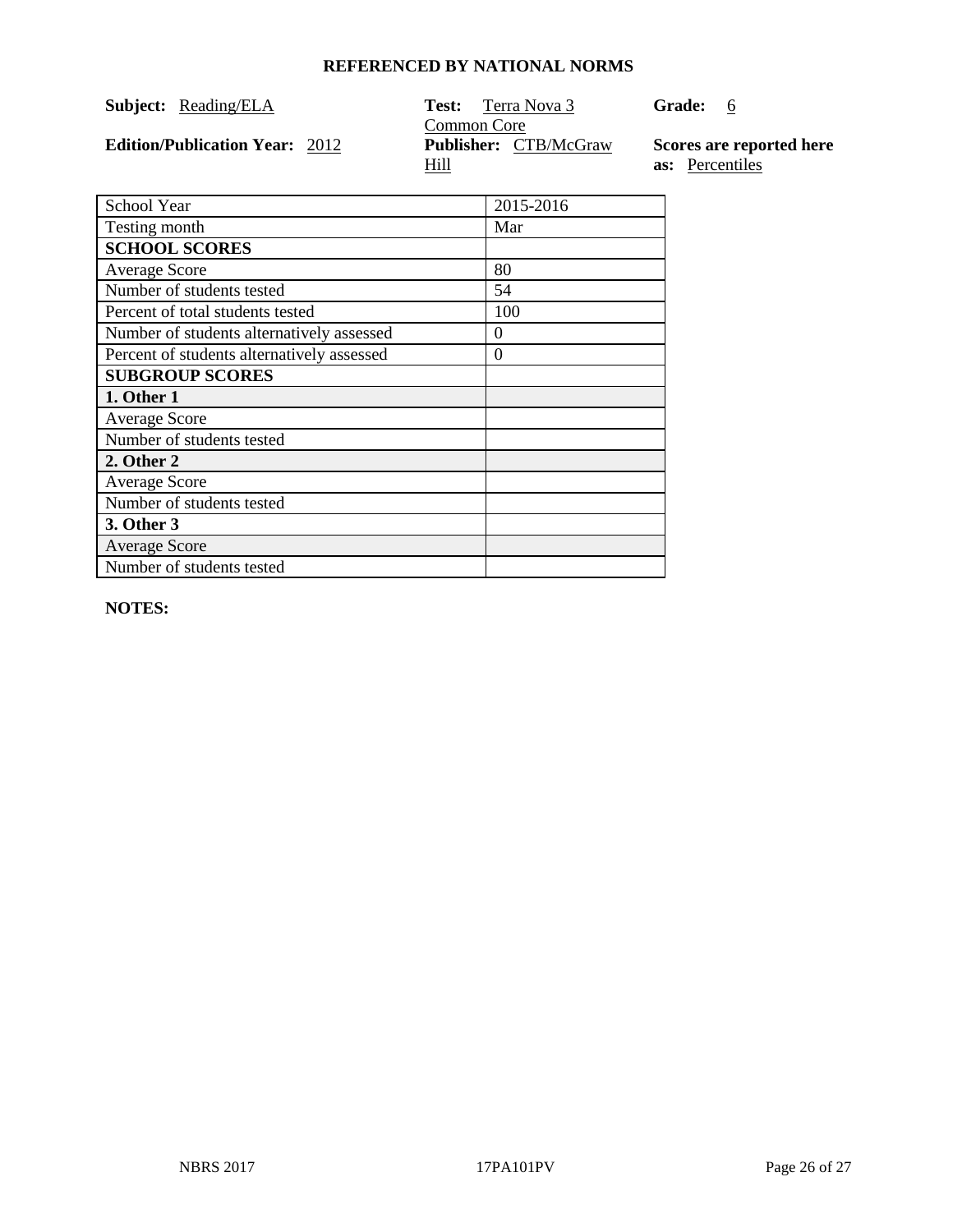**REFERENCED BY NATIONAL NORMS**

**Subject:** Reading/ELA

**Test:** Terra Nova 3 Common Core

**Grade:** 6

**Edition/Publication Year:** 2012

**Publisher:** CTB/McGraw Hill

**Scores are reported here as:** Percentiles

| School Year | 2015-2016 |
|---|---|
| Testing month | Mar |
| **SCHOOL SCORES** | |
| Average Score | 80 |
| Number of students tested | 54 |
| Percent of total students tested | 100 |
| Number of students alternatively assessed | 0 |
| Percent of students alternatively assessed | 0 |
| **SUBGROUP SCORES** | |
| **1. Other 1** | |
| Average Score | |
| Number of students tested | |
| **2. Other 2** | |
| Average Score | |
| Number of students tested | |
| **3. Other 3** | |
| Average Score | |
| Number of students tested | |

**NOTES:**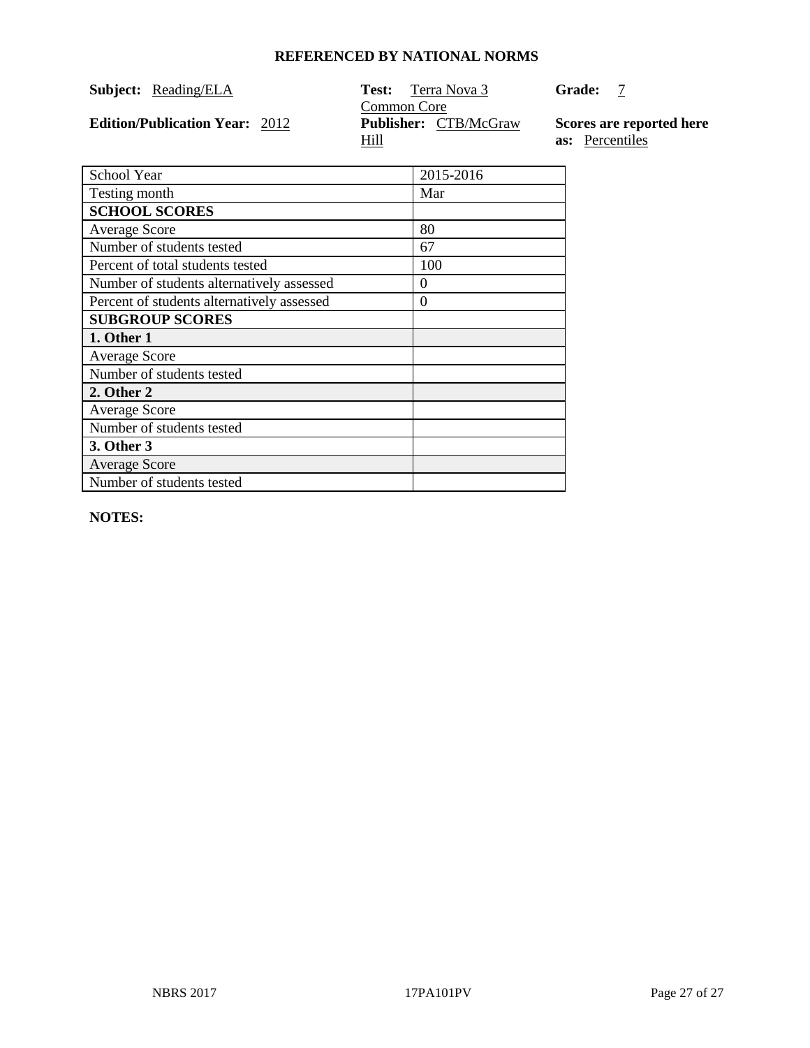**REFERENCED BY NATIONAL NORMS**

**Subject:** Reading/ELA

**Test:** Terra Nova 3 Common Core

**Grade:** 7

**Edition/Publication Year:** 2012

**Publisher:** CTB/McGraw Hill

**Scores are reported here as:** Percentiles

| School Year | 2015-2016 |
| --- | --- |
| Testing month | Mar |
| **SCHOOL SCORES** | |
| Average Score | 80 |
| Number of students tested | 67 |
| Percent of total students tested | 100 |
| Number of students alternatively assessed | 0 |
| Percent of students alternatively assessed | 0 |
| **SUBGROUP SCORES** | |
| **1. Other 1** | |
| Average Score | |
| Number of students tested | |
| **2. Other 2** | |
| Average Score | |
| Number of students tested | |
| **3. Other 3** | |
| Average Score | |
| Number of students tested | |

**NOTES:**